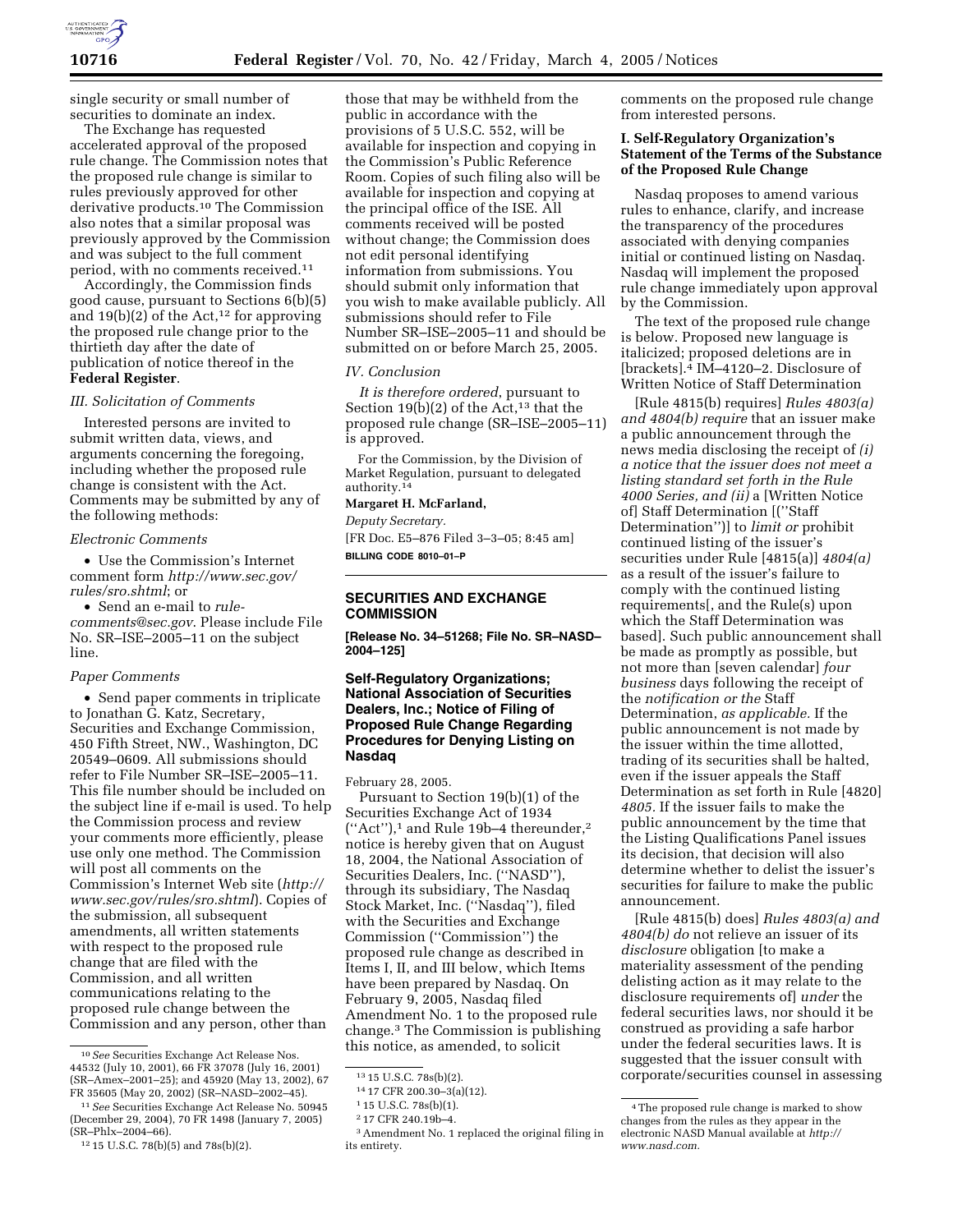single security or small number of securities to dominate an index.

The Exchange has requested accelerated approval of the proposed rule change. The Commission notes that the proposed rule change is similar to rules previously approved for other derivative products.[10] The Commission also notes that a similar proposal was previously approved by the Commission and was subject to the full comment period, with no comments received.[11]

Accordingly, the Commission finds good cause, pursuant to Sections 6(b)(5) and 19(b)(2) of the Act,[12] for approving the proposed rule change prior to the thirtieth day after the date of publication of notice thereof in the **Federal Register**.

*III. Solicitation of Comments*

Interested persons are invited to submit written data, views, and arguments concerning the foregoing, including whether the proposed rule change is consistent with the Act. Comments may be submitted by any of the following methods:

*Electronic Comments*

- Use the Commission's Internet comment form *http://www.sec.gov/rules/sro.shtml*; or
- Send an e-mail to *rule-comments@sec.gov*. Please include File No. SR–ISE–2005–11 on the subject line.

*Paper Comments*

- Send paper comments in triplicate to Jonathan G. Katz, Secretary, Securities and Exchange Commission, 450 Fifth Street, NW., Washington, DC 20549–0609. All submissions should refer to File Number SR–ISE–2005–11. This file number should be included on the subject line if e-mail is used. To help the Commission process and review your comments more efficiently, please use only one method. The Commission will post all comments on the Commission's Internet Web site (*http://www.sec.gov/rules/sro.shtml*). Copies of the submission, all subsequent amendments, all written statements with respect to the proposed rule change that are filed with the Commission, and all written communications relating to the proposed rule change between the Commission and any person, other than those that may be withheld from the public in accordance with the provisions of 5 U.S.C. 552, will be available for inspection and copying in the Commission's Public Reference Room. Copies of such filing also will be available for inspection and copying at the principal office of the ISE. All comments received will be posted without change; the Commission does not edit personal identifying information from submissions. You should submit only information that you wish to make available publicly. All submissions should refer to File Number SR–ISE–2005–11 and should be submitted on or before March 25, 2005.

*IV. Conclusion*

*It is therefore ordered*, pursuant to Section 19(b)(2) of the Act,[13] that the proposed rule change (SR–ISE–2005–11) is approved.

For the Commission, by the Division of Market Regulation, pursuant to delegated authority.[14]

**Margaret H. McFarland,**

*Deputy Secretary.*

[FR Doc. E5–876 Filed 3–3–05; 8:45 am]

**BILLING CODE 8010–01–P**

## SECURITIES AND EXCHANGE COMMISSION

**[Release No. 34–51268; File No. SR–NASD–2004–125]**

### Self-Regulatory Organizations; National Association of Securities Dealers, Inc.; Notice of Filing of Proposed Rule Change Regarding Procedures for Denying Listing on Nasdaq

February 28, 2005.

Pursuant to Section 19(b)(1) of the Securities Exchange Act of 1934 ("Act"),[1] and Rule 19b–4 thereunder,[2] notice is hereby given that on August 18, 2004, the National Association of Securities Dealers, Inc. ("NASD"), through its subsidiary, The Nasdaq Stock Market, Inc. ("Nasdaq"), filed with the Securities and Exchange Commission ("Commission") the proposed rule change as described in Items I, II, and III below, which Items have been prepared by Nasdaq. On February 9, 2005, Nasdaq filed Amendment No. 1 to the proposed rule change.[3] The Commission is publishing this notice, as amended, to solicit comments on the proposed rule change from interested persons.

**I. Self-Regulatory Organization's Statement of the Terms of the Substance of the Proposed Rule Change**

Nasdaq proposes to amend various rules to enhance, clarify, and increase the transparency of the procedures associated with denying companies initial or continued listing on Nasdaq. Nasdaq will implement the proposed rule change immediately upon approval by the Commission.

The text of the proposed rule change is below. Proposed new language is italicized; proposed deletions are in [brackets].[4] IM–4120–2. Disclosure of Written Notice of Staff Determination

[Rule 4815(b) requires] *Rules 4803(a) and 4804(b) require* that an issuer make a public announcement through the news media disclosing the receipt of *(i) a notice that the issuer does not meet a listing standard set forth in the Rule 4000 Series, and (ii)* a [Written Notice of] Staff Determination [("Staff Determination")] to *limit or* prohibit continued listing of the issuer's securities under Rule [4815(a)] *4804(a)* as a result of the issuer's failure to comply with the continued listing requirements[, and the Rule(s) upon which the Staff Determination was based]. Such public announcement shall be made as promptly as possible, but not more than [seven calendar] *four business* days following the receipt of the *notification or the* Staff Determination, *as applicable.* If the public announcement is not made by the issuer within the time allotted, trading of its securities shall be halted, even if the issuer appeals the Staff Determination as set forth in Rule [4820] *4805*. If the issuer fails to make the public announcement by the time that the Listing Qualifications Panel issues its decision, that decision will also determine whether to delist the issuer's securities for failure to make the public announcement.

[Rule 4815(b) does] *Rules 4803(a) and 4804(b) do* not relieve an issuer of its *disclosure* obligation [to make a materiality assessment of the pending delisting action as it may relate to the disclosure requirements of] *under* the federal securities laws, nor should it be construed as providing a safe harbor under the federal securities laws. It is suggested that the issuer consult with corporate/securities counsel in assessing

---

[10] *See* Securities Exchange Act Release Nos. 44532 (July 10, 2001), 66 FR 37078 (July 16, 2001) (SR–Amex–2001–25); and 45920 (May 13, 2002), 67 FR 35605 (May 20, 2002) (SR–NASD–2002–45).

[11] *See* Securities Exchange Act Release No. 50945 (December 29, 2004), 70 FR 1498 (January 7, 2005) (SR–Phlx–2004–66).

[12] 15 U.S.C. 78(b)(5) and 78s(b)(2).

[13] 15 U.S.C. 78s(b)(2).

[14] 17 CFR 200.30–3(a)(12).

[1] 15 U.S.C. 78s(b)(1).

[2] 17 CFR 240.19b–4.

[3] Amendment No. 1 replaced the original filing in its entirety.

[4] The proposed rule change is marked to show changes from the rules as they appear in the electronic NASD Manual available at *http://www.nasd.com*.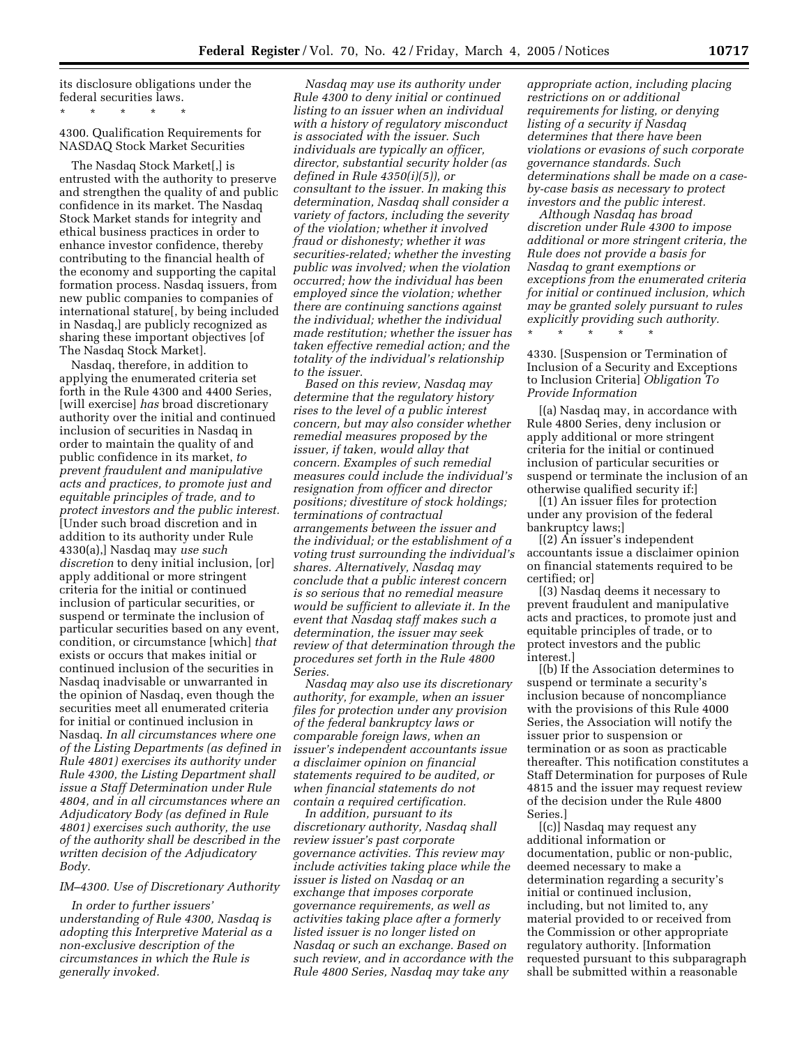its disclosure obligations under the federal securities laws.

\* \* \* \* \*

4300. Qualification Requirements for NASDAQ Stock Market Securities

The Nasdaq Stock Market[,] is entrusted with the authority to preserve and strengthen the quality of and public confidence in its market. The Nasdaq Stock Market stands for integrity and ethical business practices in order to enhance investor confidence, thereby contributing to the financial health of the economy and supporting the capital formation process. Nasdaq issuers, from new public companies to companies of international stature[, by being included in Nasdaq,] are publicly recognized as sharing these important objectives [of The Nasdaq Stock Market].

Nasdaq, therefore, in addition to applying the enumerated criteria set forth in the Rule 4300 and 4400 Series, [will exercise] *has* broad discretionary authority over the initial and continued inclusion of securities in Nasdaq in order to maintain the quality of and public confidence in its market, *to prevent fraudulent and manipulative acts and practices, to promote just and equitable principles of trade, and to protect investors and the public interest.* [Under such broad discretion and in addition to its authority under Rule 4330(a),] Nasdaq may *use such discretion* to deny initial inclusion, [or] apply additional or more stringent criteria for the initial or continued inclusion of particular securities, or suspend or terminate the inclusion of particular securities based on any event, condition, or circumstance [which] *that* exists or occurs that makes initial or continued inclusion of the securities in Nasdaq inadvisable or unwarranted in the opinion of Nasdaq, even though the securities meet all enumerated criteria for initial or continued inclusion in Nasdaq. *In all circumstances where one of the Listing Departments (as defined in Rule 4801) exercises its authority under Rule 4300, the Listing Department shall issue a Staff Determination under Rule 4804, and in all circumstances where an Adjudicatory Body (as defined in Rule 4801) exercises such authority, the use of the authority shall be described in the written decision of the Adjudicatory Body.*

*IM–4300. Use of Discretionary Authority*

*In order to further issuers' understanding of Rule 4300, Nasdaq is adopting this Interpretive Material as a non-exclusive description of the circumstances in which the Rule is generally invoked.*

*Nasdaq may use its authority under Rule 4300 to deny initial or continued listing to an issuer when an individual with a history of regulatory misconduct is associated with the issuer. Such individuals are typically an officer, director, substantial security holder (as defined in Rule 4350(i)(5)), or consultant to the issuer. In making this determination, Nasdaq shall consider a variety of factors, including the severity of the violation; whether it involved fraud or dishonesty; whether it was securities-related; whether the investing public was involved; when the violation occurred; how the individual has been employed since the violation; whether there are continuing sanctions against the individual; whether the individual made restitution; whether the issuer has taken effective remedial action; and the totality of the individual's relationship to the issuer.*

*Based on this review, Nasdaq may determine that the regulatory history rises to the level of a public interest concern, but may also consider whether remedial measures proposed by the issuer, if taken, would allay that concern. Examples of such remedial measures could include the individual's resignation from officer and director positions; divestiture of stock holdings; terminations of contractual arrangements between the issuer and the individual; or the establishment of a voting trust surrounding the individual's shares. Alternatively, Nasdaq may conclude that a public interest concern is so serious that no remedial measure would be sufficient to alleviate it. In the event that Nasdaq staff makes such a determination, the issuer may seek review of that determination through the procedures set forth in the Rule 4800 Series.*

*Nasdaq may also use its discretionary authority, for example, when an issuer files for protection under any provision of the federal bankruptcy laws or comparable foreign laws, when an issuer's independent accountants issue a disclaimer opinion on financial statements required to be audited, or when financial statements do not contain a required certification.*

*In addition, pursuant to its discretionary authority, Nasdaq shall review issuer's past corporate governance activities. This review may include activities taking place while the issuer is listed on Nasdaq or an exchange that imposes corporate governance requirements, as well as activities taking place after a formerly listed issuer is no longer listed on Nasdaq or such an exchange. Based on such review, and in accordance with the Rule 4800 Series, Nasdaq may take any appropriate action, including placing restrictions on or additional requirements for listing, or denying listing of a security if Nasdaq determines that there have been violations or evasions of such corporate governance standards. Such determinations shall be made on a case-by-case basis as necessary to protect investors and the public interest.*

*Although Nasdaq has broad discretion under Rule 4300 to impose additional or more stringent criteria, the Rule does not provide a basis for Nasdaq to grant exemptions or exceptions from the enumerated criteria for initial or continued inclusion, which may be granted solely pursuant to rules explicitly providing such authority.*

\* \* \* \* \*

4330. [Suspension or Termination of Inclusion of a Security and Exceptions to Inclusion Criteria] *Obligation To Provide Information*

[(a) Nasdaq may, in accordance with Rule 4800 Series, deny inclusion or apply additional or more stringent criteria for the initial or continued inclusion of particular securities or suspend or terminate the inclusion of an otherwise qualified security if:]

[(1) An issuer files for protection under any provision of the federal bankruptcy laws;]

[(2) An issuer's independent accountants issue a disclaimer opinion on financial statements required to be certified; or]

[(3) Nasdaq deems it necessary to prevent fraudulent and manipulative acts and practices, to promote just and equitable principles of trade, or to protect investors and the public interest.]

[(b) If the Association determines to suspend or terminate a security's inclusion because of noncompliance with the provisions of this Rule 4000 Series, the Association will notify the issuer prior to suspension or termination or as soon as practicable thereafter. This notification constitutes a Staff Determination for purposes of Rule 4815 and the issuer may request review of the decision under the Rule 4800 Series.]

[(c)] Nasdaq may request any additional information or documentation, public or non-public, deemed necessary to make a determination regarding a security's initial or continued inclusion, including, but not limited to, any material provided to or received from the Commission or other appropriate regulatory authority. [Information requested pursuant to this subparagraph shall be submitted within a reasonable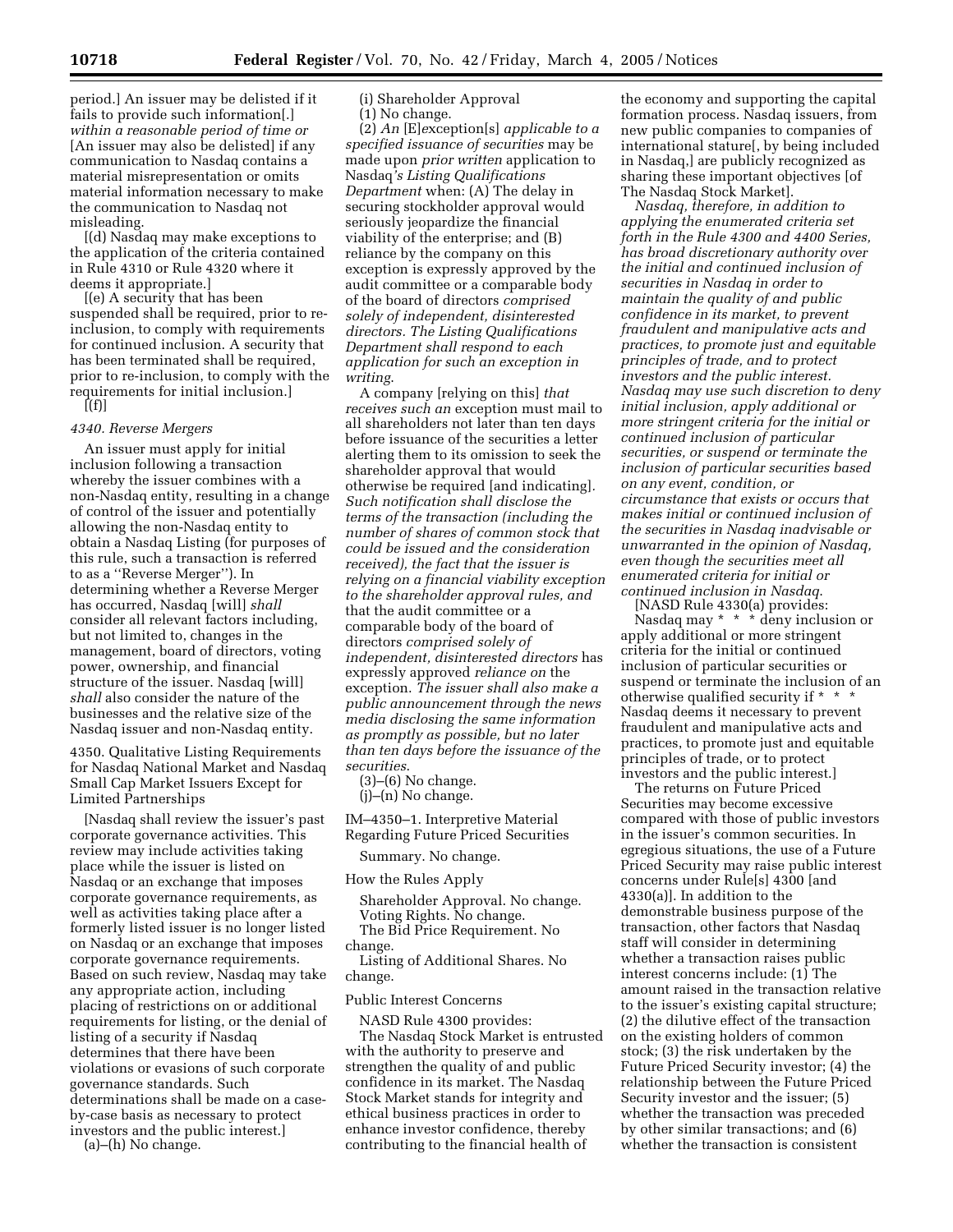period.] An issuer may be delisted if it fails to provide such information[.] *within a reasonable period of time or* [An issuer may also be delisted] if any communication to Nasdaq contains a material misrepresentation or omits material information necessary to make the communication to Nasdaq not misleading.

[(d) Nasdaq may make exceptions to the application of the criteria contained in Rule 4310 or Rule 4320 where it deems it appropriate.]

[(e) A security that has been suspended shall be required, prior to re-inclusion, to comply with requirements for continued inclusion. A security that has been terminated shall be required, prior to re-inclusion, to comply with the requirements for initial inclusion.]

[(f)]

*4340. Reverse Mergers*

An issuer must apply for initial inclusion following a transaction whereby the issuer combines with a non-Nasdaq entity, resulting in a change of control of the issuer and potentially allowing the non-Nasdaq entity to obtain a Nasdaq Listing (for purposes of this rule, such a transaction is referred to as a ''Reverse Merger''). In determining whether a Reverse Merger has occurred, Nasdaq [will] *shall* consider all relevant factors including, but not limited to, changes in the management, board of directors, voting power, ownership, and financial structure of the issuer. Nasdaq [will] *shall* also consider the nature of the businesses and the relative size of the Nasdaq issuer and non-Nasdaq entity.

4350. Qualitative Listing Requirements for Nasdaq National Market and Nasdaq Small Cap Market Issuers Except for Limited Partnerships

[Nasdaq shall review the issuer's past corporate governance activities. This review may include activities taking place while the issuer is listed on Nasdaq or an exchange that imposes corporate governance requirements, as well as activities taking place after a formerly listed issuer is no longer listed on Nasdaq or an exchange that imposes corporate governance requirements. Based on such review, Nasdaq may take any appropriate action, including placing of restrictions on or additional requirements for listing, or the denial of listing of a security if Nasdaq determines that there have been violations or evasions of such corporate governance standards. Such determinations shall be made on a case-by-case basis as necessary to protect investors and the public interest.]

(a)–(h) No change.

(i) Shareholder Approval

(1) No change.

(2) *An* [E]exception[s] *applicable to a specified issuance of securities* may be made upon *prior written* application to Nasdaq*'s Listing Qualifications Department* when: (A) The delay in securing stockholder approval would seriously jeopardize the financial viability of the enterprise; and (B) reliance by the company on this exception is expressly approved by the audit committee or a comparable body of the board of directors *comprised solely of independent, disinterested directors. The Listing Qualifications Department shall respond to each application for such an exception in writing*.

A company [relying on this] *that receives such an* exception must mail to all shareholders not later than ten days before issuance of the securities a letter alerting them to its omission to seek the shareholder approval that would otherwise be required [and indicating]. *Such notification shall disclose the terms of the transaction (including the number of shares of common stock that could be issued and the consideration received), the fact that the issuer is relying on a financial viability exception to the shareholder approval rules, and* that the audit committee or a comparable body of the board of directors *comprised solely of independent, disinterested directors* has expressly approved *reliance on* the exception. *The issuer shall also make a public announcement through the news media disclosing the same information as promptly as possible, but no later than ten days before the issuance of the securities*.

(3)–(6) No change.

(j)–(n) No change.

IM–4350–1. Interpretive Material Regarding Future Priced Securities

Summary. No change.

How the Rules Apply

Shareholder Approval. No change.

Voting Rights. No change.

The Bid Price Requirement. No change.

Listing of Additional Shares. No change.

Public Interest Concerns

NASD Rule 4300 provides:

The Nasdaq Stock Market is entrusted with the authority to preserve and strengthen the quality of and public confidence in its market. The Nasdaq Stock Market stands for integrity and ethical business practices in order to enhance investor confidence, thereby contributing to the financial health of the economy and supporting the capital formation process. Nasdaq issuers, from new public companies to companies of international stature[, by being included in Nasdaq,] are publicly recognized as sharing these important objectives [of The Nasdaq Stock Market].

*Nasdaq, therefore, in addition to applying the enumerated criteria set forth in the Rule 4300 and 4400 Series, has broad discretionary authority over the initial and continued inclusion of securities in Nasdaq in order to maintain the quality of and public confidence in its market, to prevent fraudulent and manipulative acts and practices, to promote just and equitable principles of trade, and to protect investors and the public interest. Nasdaq may use such discretion to deny initial inclusion, apply additional or more stringent criteria for the initial or continued inclusion of particular securities, or suspend or terminate the inclusion of particular securities based on any event, condition, or circumstance that exists or occurs that makes initial or continued inclusion of the securities in Nasdaq inadvisable or unwarranted in the opinion of Nasdaq, even though the securities meet all enumerated criteria for initial or continued inclusion in Nasdaq.*

[NASD Rule 4330(a) provides:

Nasdaq may * * * deny inclusion or apply additional or more stringent criteria for the initial or continued inclusion of particular securities or suspend or terminate the inclusion of an otherwise qualified security if * * * Nasdaq deems it necessary to prevent fraudulent and manipulative acts and practices, to promote just and equitable principles of trade, or to protect investors and the public interest.]

The returns on Future Priced Securities may become excessive compared with those of public investors in the issuer's common securities. In egregious situations, the use of a Future Priced Security may raise public interest concerns under Rule[s] 4300 [and 4330(a)]. In addition to the demonstrable business purpose of the transaction, other factors that Nasdaq staff will consider in determining whether a transaction raises public interest concerns include: (1) The amount raised in the transaction relative to the issuer's existing capital structure; (2) the dilutive effect of the transaction on the existing holders of common stock; (3) the risk undertaken by the Future Priced Security investor; (4) the relationship between the Future Priced Security investor and the issuer; (5) whether the transaction was preceded by other similar transactions; and (6) whether the transaction is consistent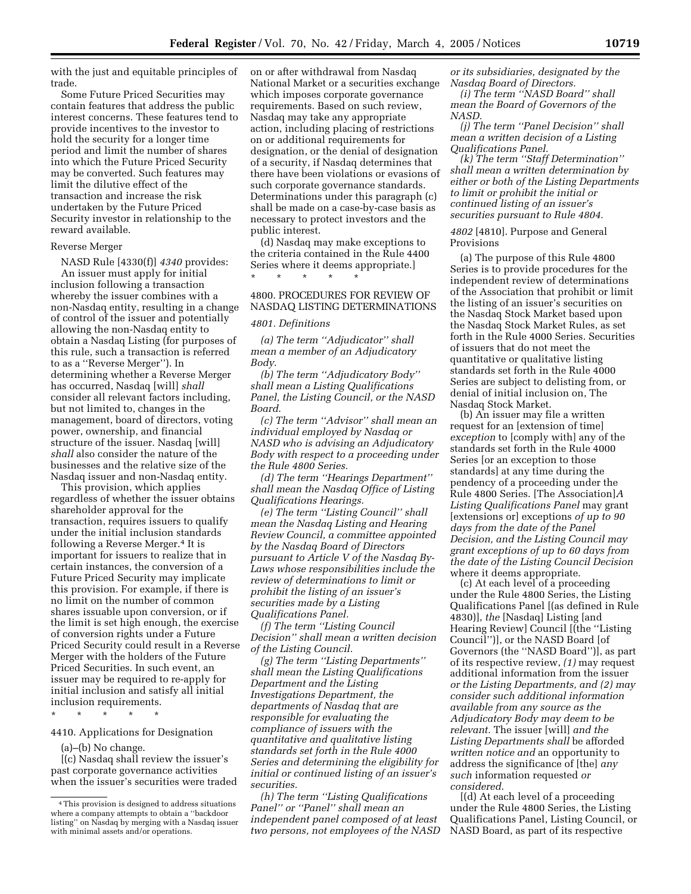with the just and equitable principles of trade.

Some Future Priced Securities may contain features that address the public interest concerns. These features tend to provide incentives to the investor to hold the security for a longer time period and limit the number of shares into which the Future Priced Security may be converted. Such features may limit the dilutive effect of the transaction and increase the risk undertaken by the Future Priced Security investor in relationship to the reward available.

Reverse Merger

NASD Rule [4330(f)] *4340* provides:

An issuer must apply for initial inclusion following a transaction whereby the issuer combines with a non-Nasdaq entity, resulting in a change of control of the issuer and potentially allowing the non-Nasdaq entity to obtain a Nasdaq Listing (for purposes of this rule, such a transaction is referred to as a ''Reverse Merger''). In determining whether a Reverse Merger has occurred, Nasdaq [will] *shall* consider all relevant factors including, but not limited to, changes in the management, board of directors, voting power, ownership, and financial structure of the issuer. Nasdaq [will] *shall* also consider the nature of the businesses and the relative size of the Nasdaq issuer and non-Nasdaq entity.

This provision, which applies regardless of whether the issuer obtains shareholder approval for the transaction, requires issuers to qualify under the initial inclusion standards following a Reverse Merger.[4] It is important for issuers to realize that in certain instances, the conversion of a Future Priced Security may implicate this provision. For example, if there is no limit on the number of common shares issuable upon conversion, or if the limit is set high enough, the exercise of conversion rights under a Future Priced Security could result in a Reverse Merger with the holders of the Future Priced Securities. In such event, an issuer may be required to re-apply for initial inclusion and satisfy all initial inclusion requirements.

\* \* \* \* \*

4410. Applications for Designation

(a)–(b) No change.

[(c) Nasdaq shall review the issuer's past corporate governance activities when the issuer's securities were traded on or after withdrawal from Nasdaq National Market or a securities exchange which imposes corporate governance requirements. Based on such review, Nasdaq may take any appropriate action, including placing of restrictions on or additional requirements for designation, or the denial of designation of a security, if Nasdaq determines that there have been violations or evasions of such corporate governance standards. Determinations under this paragraph (c) shall be made on a case-by-case basis as necessary to protect investors and the public interest.

(d) Nasdaq may make exceptions to the criteria contained in the Rule 4400 Series where it deems appropriate.]

\* \* \* \* \*

4800. PROCEDURES FOR REVIEW OF NASDAQ LISTING DETERMINATIONS

*4801. Definitions*

*(a) The term ''Adjudicator'' shall mean a member of an Adjudicatory Body.*

*(b) The term ''Adjudicatory Body'' shall mean a Listing Qualifications Panel, the Listing Council, or the NASD Board.*

*(c) The term ''Advisor'' shall mean an individual employed by Nasdaq or NASD who is advising an Adjudicatory Body with respect to a proceeding under the Rule 4800 Series.*

*(d) The term ''Hearings Department'' shall mean the Nasdaq Office of Listing Qualifications Hearings.*

*(e) The term ''Listing Council'' shall mean the Nasdaq Listing and Hearing Review Council, a committee appointed by the Nasdaq Board of Directors pursuant to Article V of the Nasdaq By-Laws whose responsibilities include the review of determinations to limit or prohibit the listing of an issuer's securities made by a Listing Qualifications Panel.*

*(f) The term ''Listing Council Decision'' shall mean a written decision of the Listing Council.*

*(g) The term ''Listing Departments'' shall mean the Listing Qualifications Department and the Listing Investigations Department, the departments of Nasdaq that are responsible for evaluating the compliance of issuers with the quantitative and qualitative listing standards set forth in the Rule 4000 Series and determining the eligibility for initial or continued listing of an issuer's securities.*

*(h) The term ''Listing Qualifications Panel'' or ''Panel'' shall mean an independent panel composed of at least two persons, not employees of the NASD or its subsidiaries, designated by the Nasdaq Board of Directors.*

*(i) The term ''NASD Board'' shall mean the Board of Governors of the NASD.*

*(j) The term ''Panel Decision'' shall mean a written decision of a Listing Qualifications Panel.*

*(k) The term ''Staff Determination'' shall mean a written determination by either or both of the Listing Departments to limit or prohibit the initial or continued listing of an issuer's securities pursuant to Rule 4804.*

*4802* [4810]. Purpose and General Provisions

(a) The purpose of this Rule 4800 Series is to provide procedures for the independent review of determinations of the Association that prohibit or limit the listing of an issuer's securities on the Nasdaq Stock Market based upon the Nasdaq Stock Market Rules, as set forth in the Rule 4000 Series. Securities of issuers that do not meet the quantitative or qualitative listing standards set forth in the Rule 4000 Series are subject to delisting from, or denial of initial inclusion on, The Nasdaq Stock Market.

(b) An issuer may file a written request for an [extension of time] *exception* to [comply with] any of the standards set forth in the Rule 4000 Series [or an exception to those standards] at any time during the pendency of a proceeding under the Rule 4800 Series. [The Association]*A Listing Qualifications Panel* may grant [extensions or] exceptions *of up to 90 days from the date of the Panel Decision, and the Listing Council may grant exceptions of up to 60 days from the date of the Listing Council Decision* where it deems appropriate.

(c) At each level of a proceeding under the Rule 4800 Series, the Listing Qualifications Panel [(as defined in Rule 4830)], *the* [Nasdaq] Listing [and Hearing Review] Council [(the ''Listing Council'')], or the NASD Board [of Governors (the ''NASD Board'')], as part of its respective review, *(1)* may request additional information from the issuer *or the Listing Departments, and (2) may consider such additional information available from any source as the Adjudicatory Body may deem to be relevant.* The issuer [will] *and the Listing Departments shall* be afforded *written notice and* an opportunity to address the significance of [the] *any such* information requested *or considered.*

[(d) At each level of a proceeding under the Rule 4800 Series, the Listing Qualifications Panel, Listing Council, or NASD Board, as part of its respective

[4] This provision is designed to address situations where a company attempts to obtain a ''backdoor listing'' on Nasdaq by merging with a Nasdaq issuer with minimal assets and/or operations.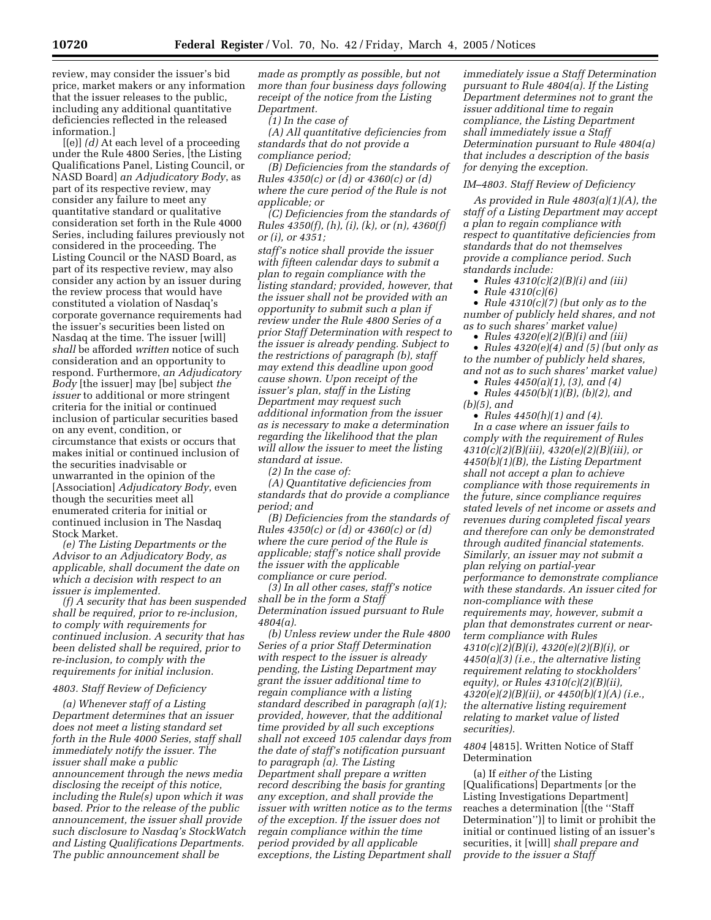review, may consider the issuer's bid price, market makers or any information that the issuer releases to the public, including any additional quantitative deficiencies reflected in the released information.]

[(e)] *(d)* At each level of a proceeding under the Rule 4800 Series, [the Listing Qualifications Panel, Listing Council, or NASD Board] *an Adjudicatory Body*, as part of its respective review, may consider any failure to meet any quantitative standard or qualitative consideration set forth in the Rule 4000 Series, including failures previously not considered in the proceeding. The Listing Council or the NASD Board, as part of its respective review, may also consider any action by an issuer during the review process that would have constituted a violation of Nasdaq's corporate governance requirements had the issuer's securities been listed on Nasdaq at the time. The issuer [will] *shall* be afforded *written* notice of such consideration and an opportunity to respond. Furthermore, *an Adjudicatory Body* [the issuer] may [be] subject *the issuer* to additional or more stringent criteria for the initial or continued inclusion of particular securities based on any event, condition, or circumstance that exists or occurs that makes initial or continued inclusion of the securities inadvisable or unwarranted in the opinion of the [Association] *Adjudicatory Body*, even though the securities meet all enumerated criteria for initial or continued inclusion in The Nasdaq Stock Market.

*(e) The Listing Departments or the Advisor to an Adjudicatory Body, as applicable, shall document the date on which a decision with respect to an issuer is implemented.*

*(f) A security that has been suspended shall be required, prior to re-inclusion, to comply with requirements for continued inclusion. A security that has been delisted shall be required, prior to re-inclusion, to comply with the requirements for initial inclusion.*

*4803. Staff Review of Deficiency*

*(a) Whenever staff of a Listing Department determines that an issuer does not meet a listing standard set forth in the Rule 4000 Series, staff shall immediately notify the issuer. The issuer shall make a public announcement through the news media disclosing the receipt of this notice, including the Rule(s) upon which it was based. Prior to the release of the public announcement, the issuer shall provide such disclosure to Nasdaq's StockWatch and Listing Qualifications Departments. The public announcement shall be made as promptly as possible, but not more than four business days following receipt of the notice from the Listing Department.*

*(1) In the case of*

*(A) All quantitative deficiencies from standards that do not provide a compliance period;*

*(B) Deficiencies from the standards of Rules 4350(c) or (d) or 4360(c) or (d) where the cure period of the Rule is not applicable; or*

*(C) Deficiencies from the standards of Rules 4350(f), (h), (i), (k), or (n), 4360(f) or (i), or 4351;*

*staff's notice shall provide the issuer with fifteen calendar days to submit a plan to regain compliance with the listing standard; provided, however, that the issuer shall not be provided with an opportunity to submit such a plan if review under the Rule 4800 Series of a prior Staff Determination with respect to the issuer is already pending. Subject to the restrictions of paragraph (b), staff may extend this deadline upon good cause shown. Upon receipt of the issuer's plan, staff in the Listing Department may request such additional information from the issuer as is necessary to make a determination regarding the likelihood that the plan will allow the issuer to meet the listing standard at issue.*

*(2) In the case of:*

*(A) Quantitative deficiencies from standards that do provide a compliance period; and*

*(B) Deficiencies from the standards of Rules 4350(c) or (d) or 4360(c) or (d) where the cure period of the Rule is applicable; staff's notice shall provide the issuer with the applicable compliance or cure period.*

*(3) In all other cases, staff's notice shall be in the form a Staff Determination issued pursuant to Rule 4804(a).*

*(b) Unless review under the Rule 4800 Series of a prior Staff Determination with respect to the issuer is already pending, the Listing Department may grant the issuer additional time to regain compliance with a listing standard described in paragraph (a)(1); provided, however, that the additional time provided by all such exceptions shall not exceed 105 calendar days from the date of staff's notification pursuant to paragraph (a). The Listing Department shall prepare a written record describing the basis for granting any exception, and shall provide the issuer with written notice as to the terms of the exception. If the issuer does not regain compliance within the time period provided by all applicable exceptions, the Listing Department shall immediately issue a Staff Determination pursuant to Rule 4804(a). If the Listing Department determines not to grant the issuer additional time to regain compliance, the Listing Department shall immediately issue a Staff Determination pursuant to Rule 4804(a) that includes a description of the basis for denying the exception.*

*IM–4803. Staff Review of Deficiency*

*As provided in Rule 4803(a)(1)(A), the staff of a Listing Department may accept a plan to regain compliance with respect to quantitative deficiencies from standards that do not themselves provide a compliance period. Such standards include:*

- *Rules 4310(c)(2)(B)(i) and (iii)*
- *Rule 4310(c)(6)*
- *Rule 4310(c)(7) (but only as to the number of publicly held shares, and not as to such shares' market value)*
- *Rules 4320(e)(2)(B)(i) and (iii)*
- *Rules 4320(e)(4) and (5) (but only as to the number of publicly held shares, and not as to such shares' market value)*
- *Rules 4450(a)(1), (3), and (4)*
- *Rules 4450(b)(1)(B), (b)(2), and (b)(5), and*
- *Rules 4450(h)(1) and (4).*

*In a case where an issuer fails to comply with the requirement of Rules 4310(c)(2)(B)(iii), 4320(e)(2)(B)(iii), or 4450(b)(1)(B), the Listing Department shall not accept a plan to achieve compliance with those requirements in the future, since compliance requires stated levels of net income or assets and revenues during completed fiscal years and therefore can only be demonstrated through audited financial statements. Similarly, an issuer may not submit a plan relying on partial-year performance to demonstrate compliance with these standards. An issuer cited for non-compliance with these requirements may, however, submit a plan that demonstrates current or near-term compliance with Rules 4310(c)(2)(B)(i), 4320(e)(2)(B)(i), or 4450(a)(3) (i.e., the alternative listing requirement relating to stockholders' equity), or Rules 4310(c)(2)(B)(ii), 4320(e)(2)(B)(ii), or 4450(b)(1)(A) (i.e., the alternative listing requirement relating to market value of listed securities).*

*4804* [4815]. Written Notice of Staff Determination

(a) If *either of* the Listing [Qualifications] Departments [or the Listing Investigations Department] reaches a determination [(the "Staff Determination")] to limit or prohibit the initial or continued listing of an issuer's securities, it [will] *shall prepare and provide to the issuer a Staff*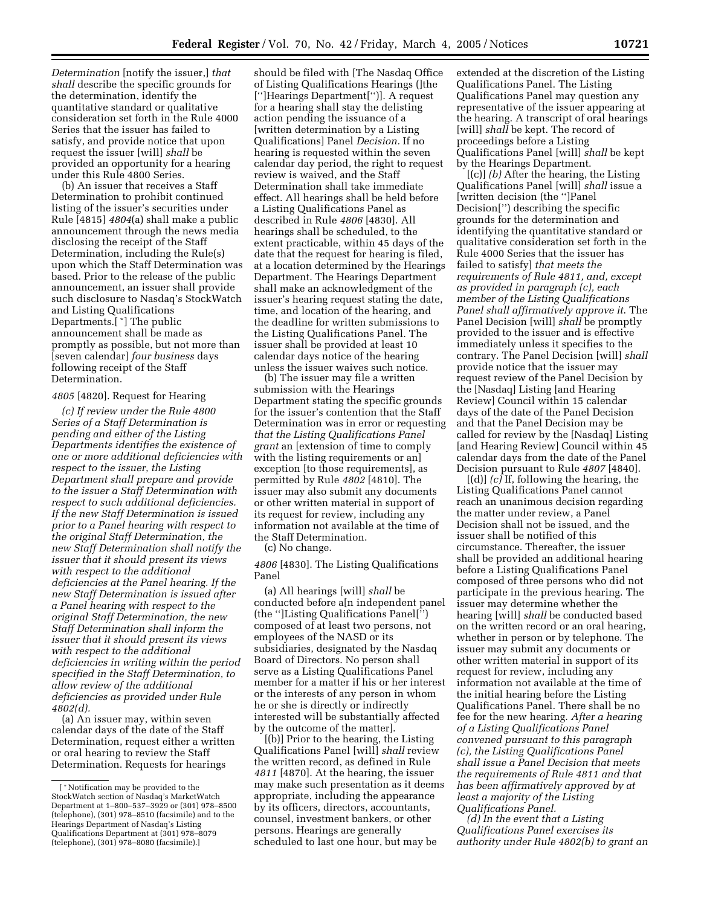*Determination* [notify the issuer,] *that shall* describe the specific grounds for the determination, identify the quantitative standard or qualitative consideration set forth in the Rule 4000 Series that the issuer has failed to satisfy, and provide notice that upon request the issuer [will] *shall* be provided an opportunity for a hearing under this Rule 4800 Series.

(b) An issuer that receives a Staff Determination to prohibit continued listing of the issuer's securities under Rule [4815] *4804*(a) shall make a public announcement through the news media disclosing the receipt of the Staff Determination, including the Rule(s) upon which the Staff Determination was based. Prior to the release of the public announcement, an issuer shall provide such disclosure to Nasdaq's StockWatch and Listing Qualifications Departments.[ *] The public announcement shall be made as promptly as possible, but not more than [seven calendar] *four business* days following receipt of the Staff Determination.

*4805* [4820]. Request for Hearing

*(c) If review under the Rule 4800 Series of a Staff Determination is pending and either of the Listing Departments identifies the existence of one or more additional deficiencies with respect to the issuer, the Listing Department shall prepare and provide to the issuer a Staff Determination with respect to such additional deficiencies. If the new Staff Determination is issued prior to a Panel hearing with respect to the original Staff Determination, the new Staff Determination shall notify the issuer that it should present its views with respect to the additional deficiencies at the Panel hearing. If the new Staff Determination is issued after a Panel hearing with respect to the original Staff Determination, the new Staff Determination shall inform the issuer that it should present its views with respect to the additional deficiencies in writing within the period specified in the Staff Determination, to allow review of the additional deficiencies as provided under Rule 4802(d).*

(a) An issuer may, within seven calendar days of the date of the Staff Determination, request either a written or oral hearing to review the Staff Determination. Requests for hearings should be filed with [The Nasdaq Office of Listing Qualifications Hearings (]the [''Hearings Department['')]. A request for a hearing shall stay the delisting action pending the issuance of a [written determination by a Listing Qualifications] Panel *Decision.* If no hearing is requested within the seven calendar day period, the right to request review is waived, and the Staff Determination shall take immediate effect. All hearings shall be held before a Listing Qualifications Panel as described in Rule *4806* [4830]. All hearings shall be scheduled, to the extent practicable, within 45 days of the date that the request for hearing is filed, at a location determined by the Hearings Department. The Hearings Department shall make an acknowledgment of the issuer's hearing request stating the date, time, and location of the hearing, and the deadline for written submissions to the Listing Qualifications Panel. The issuer shall be provided at least 10 calendar days notice of the hearing unless the issuer waives such notice.

(b) The issuer may file a written submission with the Hearings Department stating the specific grounds for the issuer's contention that the Staff Determination was in error or requesting *that the Listing Qualifications Panel grant* an [extension of time to comply with the listing requirements or an] exception [to those requirements], as permitted by Rule *4802* [4810]. The issuer may also submit any documents or other written material in support of its request for review, including any information not available at the time of the Staff Determination.

(c) No change.

*4806* [4830]. The Listing Qualifications Panel

(a) All hearings [will] *shall* be conducted before a[n independent panel (the '']Listing Qualifications Panel['') composed of at least two persons, not employees of the NASD or its subsidiaries, designated by the Nasdaq Board of Directors. No person shall serve as a Listing Qualifications Panel member for a matter if his or her interest or the interests of any person in whom he or she is directly or indirectly interested will be substantially affected by the outcome of the matter].

[(b)] Prior to the hearing, the Listing Qualifications Panel [will] *shall* review the written record, as defined in Rule *4811* [4870]. At the hearing, the issuer may make such presentation as it deems appropriate, including the appearance by its officers, directors, accountants, counsel, investment bankers, or other persons. Hearings are generally scheduled to last one hour, but may be extended at the discretion of the Listing Qualifications Panel. The Listing Qualifications Panel may question any representative of the issuer appearing at the hearing. A transcript of oral hearings [will] *shall* be kept. The record of proceedings before a Listing Qualifications Panel [will] *shall* be kept by the Hearings Department.

[(c)] *(b)* After the hearing, the Listing Qualifications Panel [will] *shall* issue a [written decision (the '']Panel Decision['') describing the specific grounds for the determination and identifying the quantitative standard or qualitative consideration set forth in the Rule 4000 Series that the issuer has failed to satisfy] *that meets the requirements of Rule 4811, and, except as provided in paragraph (c), each member of the Listing Qualifications Panel shall affirmatively approve it.* The Panel Decision [will] *shall* be promptly provided to the issuer and is effective immediately unless it specifies to the contrary. The Panel Decision [will] *shall* provide notice that the issuer may request review of the Panel Decision by the [Nasdaq] Listing [and Hearing Review] Council within 15 calendar days of the date of the Panel Decision and that the Panel Decision may be called for review by the [Nasdaq] Listing [and Hearing Review] Council within 45 calendar days from the date of the Panel Decision pursuant to Rule *4807* [4840].

[(d)] *(c)* If, following the hearing, the Listing Qualifications Panel cannot reach an unanimous decision regarding the matter under review, a Panel Decision shall not be issued, and the issuer shall be notified of this circumstance. Thereafter, the issuer shall be provided an additional hearing before a Listing Qualifications Panel composed of three persons who did not participate in the previous hearing. The issuer may determine whether the hearing [will] *shall* be conducted based on the written record or an oral hearing, whether in person or by telephone. The issuer may submit any documents or other written material in support of its request for review, including any information not available at the time of the initial hearing before the Listing Qualifications Panel. There shall be no fee for the new hearing. *After a hearing of a Listing Qualifications Panel convened pursuant to this paragraph (c), the Listing Qualifications Panel shall issue a Panel Decision that meets the requirements of Rule 4811 and that has been affirmatively approved by at least a majority of the Listing Qualifications Panel.*

*(d) In the event that a Listing Qualifications Panel exercises its authority under Rule 4802(b) to grant an*

[ * Notification may be provided to the StockWatch section of Nasdaq's MarketWatch Department at 1–800–537–3929 or (301) 978–8500 (telephone), (301) 978–8510 (facsimile) and to the Hearings Department of Nasdaq's Listing Qualifications Department at (301) 978–8079 (telephone), (301) 978–8080 (facsimile).]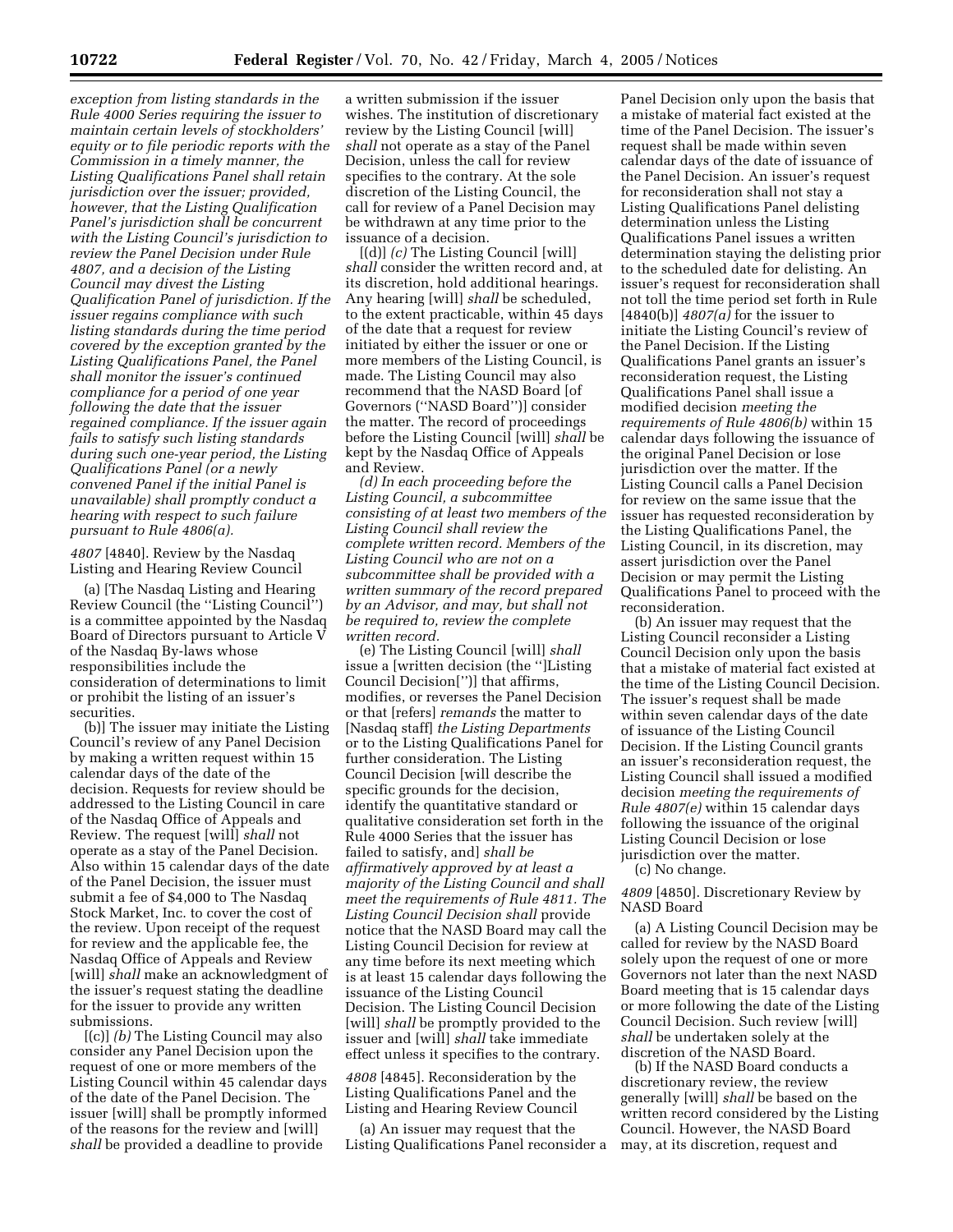*exception from listing standards in the Rule 4000 Series requiring the issuer to maintain certain levels of stockholders' equity or to file periodic reports with the Commission in a timely manner, the Listing Qualifications Panel shall retain jurisdiction over the issuer; provided, however, that the Listing Qualification Panel's jurisdiction shall be concurrent with the Listing Council's jurisdiction to review the Panel Decision under Rule 4807, and a decision of the Listing Council may divest the Listing Qualification Panel of jurisdiction. If the issuer regains compliance with such listing standards during the time period covered by the exception granted by the Listing Qualifications Panel, the Panel shall monitor the issuer's continued compliance for a period of one year following the date that the issuer regained compliance. If the issuer again fails to satisfy such listing standards during such one-year period, the Listing Qualifications Panel (or a newly convened Panel if the initial Panel is unavailable) shall promptly conduct a hearing with respect to such failure pursuant to Rule 4806(a).*

*4807* [4840]. Review by the Nasdaq Listing and Hearing Review Council

(a) [The Nasdaq Listing and Hearing Review Council (the ''Listing Council'') is a committee appointed by the Nasdaq Board of Directors pursuant to Article V of the Nasdaq By-laws whose responsibilities include the consideration of determinations to limit or prohibit the listing of an issuer's securities.

(b)] The issuer may initiate the Listing Council's review of any Panel Decision by making a written request within 15 calendar days of the date of the decision. Requests for review should be addressed to the Listing Council in care of the Nasdaq Office of Appeals and Review. The request [will] *shall* not operate as a stay of the Panel Decision. Also within 15 calendar days of the date of the Panel Decision, the issuer must submit a fee of $4,000 to The Nasdaq Stock Market, Inc. to cover the cost of the review. Upon receipt of the request for review and the applicable fee, the Nasdaq Office of Appeals and Review [will] *shall* make an acknowledgment of the issuer's request stating the deadline for the issuer to provide any written submissions.

[(c)] *(b)* The Listing Council may also consider any Panel Decision upon the request of one or more members of the Listing Council within 45 calendar days of the date of the Panel Decision. The issuer [will] shall be promptly informed of the reasons for the review and [will] *shall* be provided a deadline to provide a written submission if the issuer wishes. The institution of discretionary review by the Listing Council [will] *shall* not operate as a stay of the Panel Decision, unless the call for review specifies to the contrary. At the sole discretion of the Listing Council, the call for review of a Panel Decision may be withdrawn at any time prior to the issuance of a decision.

[(d)] *(c)* The Listing Council [will] *shall* consider the written record and, at its discretion, hold additional hearings. Any hearing [will] *shall* be scheduled, to the extent practicable, within 45 days of the date that a request for review initiated by either the issuer or one or more members of the Listing Council, is made. The Listing Council may also recommend that the NASD Board [of Governors (''NASD Board'')] consider the matter. The record of proceedings before the Listing Council [will] *shall* be kept by the Nasdaq Office of Appeals and Review.

*(d) In each proceeding before the Listing Council, a subcommittee consisting of at least two members of the Listing Council shall review the complete written record. Members of the Listing Council who are not on a subcommittee shall be provided with a written summary of the record prepared by an Advisor, and may, but shall not be required to, review the complete written record.*

(e) The Listing Council [will] *shall* issue a [written decision (the '']Listing Council Decision['')] that affirms, modifies, or reverses the Panel Decision or that [refers] *remands* the matter to [Nasdaq staff] *the Listing Departments* or to the Listing Qualifications Panel for further consideration. The Listing Council Decision [will describe the specific grounds for the decision, identify the quantitative standard or qualitative consideration set forth in the Rule 4000 Series that the issuer has failed to satisfy, and] *shall be affirmatively approved by at least a majority of the Listing Council and shall meet the requirements of Rule 4811. The Listing Council Decision shall* provide notice that the NASD Board may call the Listing Council Decision for review at any time before its next meeting which is at least 15 calendar days following the issuance of the Listing Council Decision. The Listing Council Decision [will] *shall* be promptly provided to the issuer and [will] *shall* take immediate effect unless it specifies to the contrary.

*4808* [4845]. Reconsideration by the Listing Qualifications Panel and the Listing and Hearing Review Council

(a) An issuer may request that the Listing Qualifications Panel reconsider a Panel Decision only upon the basis that a mistake of material fact existed at the time of the Panel Decision. The issuer's request shall be made within seven calendar days of the date of issuance of the Panel Decision. An issuer's request for reconsideration shall not stay a Listing Qualifications Panel delisting determination unless the Listing Qualifications Panel issues a written determination staying the delisting prior to the scheduled date for delisting. An issuer's request for reconsideration shall not toll the time period set forth in Rule [4840(b)] *4807(a)* for the issuer to initiate the Listing Council's review of the Panel Decision. If the Listing Qualifications Panel grants an issuer's reconsideration request, the Listing Qualifications Panel shall issue a modified decision *meeting the requirements of Rule 4806(b)* within 15 calendar days following the issuance of the original Panel Decision or lose jurisdiction over the matter. If the Listing Council calls a Panel Decision for review on the same issue that the issuer has requested reconsideration by the Listing Qualifications Panel, the Listing Council, in its discretion, may assert jurisdiction over the Panel Decision or may permit the Listing Qualifications Panel to proceed with the reconsideration.

(b) An issuer may request that the Listing Council reconsider a Listing Council Decision only upon the basis that a mistake of material fact existed at the time of the Listing Council Decision. The issuer's request shall be made within seven calendar days of the date of issuance of the Listing Council Decision. If the Listing Council grants an issuer's reconsideration request, the Listing Council shall issued a modified decision *meeting the requirements of Rule 4807(e)* within 15 calendar days following the issuance of the original Listing Council Decision or lose jurisdiction over the matter.

(c) No change.

*4809* [4850]. Discretionary Review by NASD Board

(a) A Listing Council Decision may be called for review by the NASD Board solely upon the request of one or more Governors not later than the next NASD Board meeting that is 15 calendar days or more following the date of the Listing Council Decision. Such review [will] *shall* be undertaken solely at the discretion of the NASD Board.

(b) If the NASD Board conducts a discretionary review, the review generally [will] *shall* be based on the written record considered by the Listing Council. However, the NASD Board may, at its discretion, request and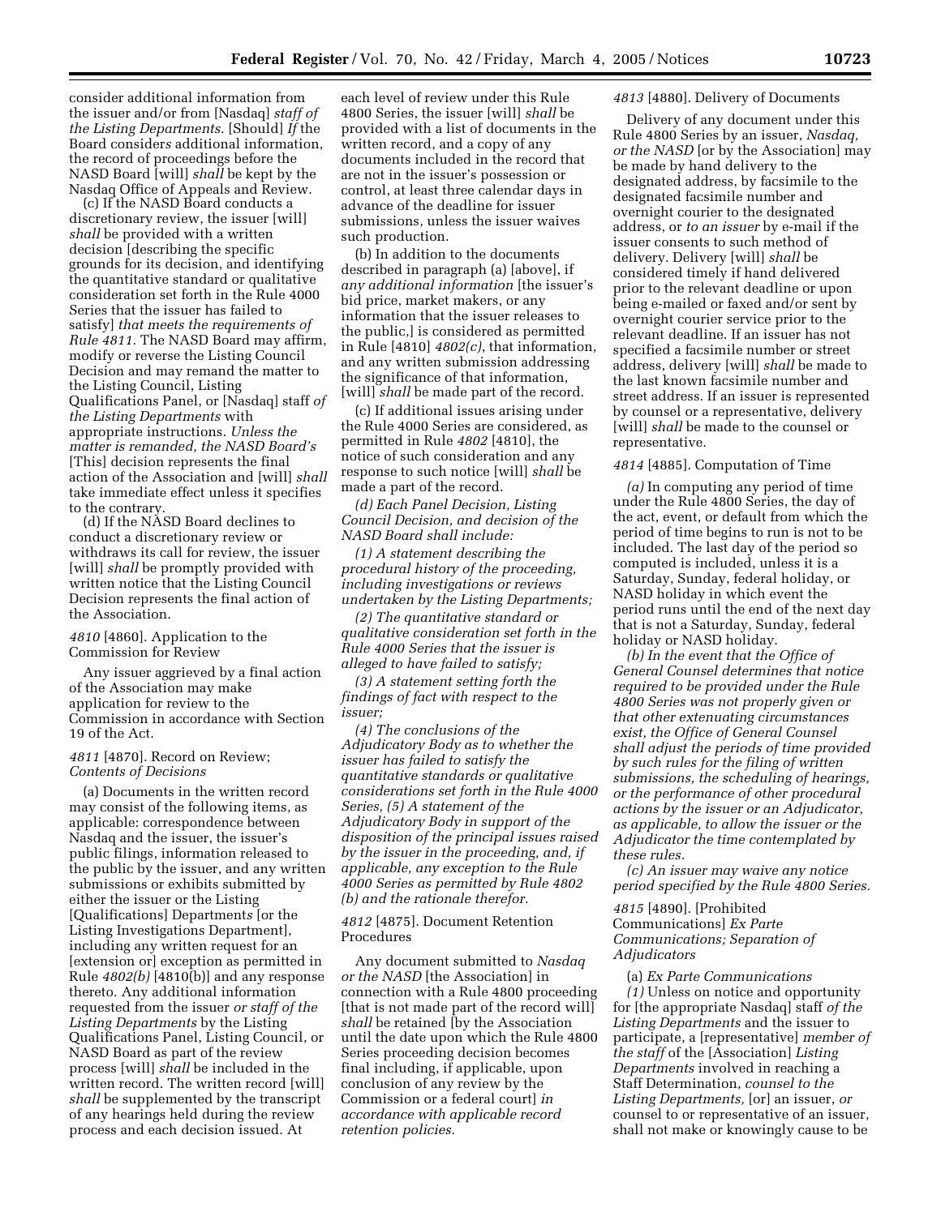consider additional information from the issuer and/or from [Nasdaq] *staff of the Listing Departments.* [Should] *If* the Board consider*s* additional information, the record of proceedings before the NASD Board [will] *shall* be kept by the Nasdaq Office of Appeals and Review.

(c) If the NASD Board conducts a discretionary review, the issuer [will] *shall* be provided with a written decision [describing the specific grounds for its decision, and identifying the quantitative standard or qualitative consideration set forth in the Rule 4000 Series that the issuer has failed to satisfy] *that meets the requirements of Rule 4811.* The NASD Board may affirm, modify or reverse the Listing Council Decision and may remand the matter to the Listing Council, Listing Qualifications Panel, or [Nasdaq] staff *of the Listing Departments* with appropriate instructions. *Unless the matter is remanded, the NASD Board's* [This] decision represents the final action of the Association and [will] *shall* take immediate effect unless it specifies to the contrary.

(d) If the NASD Board declines to conduct a discretionary review or withdraws its call for review, the issuer [will] *shall* be promptly provided with written notice that the Listing Council Decision represents the final action of the Association.

*4810* [4860]. Application to the Commission for Review

Any issuer aggrieved by a final action of the Association may make application for review to the Commission in accordance with Section 19 of the Act.

*4811* [4870]. Record on Review; *Contents of Decisions*

(a) Documents in the written record may consist of the following items, as applicable: correspondence between Nasdaq and the issuer, the issuer's public filings, information released to the public by the issuer, and any written submissions or exhibits submitted by either the issuer or the Listing [Qualifications] Department*s* [or the Listing Investigations Department], including any written request for an [extension or] exception as permitted in Rule *4802(b)* [4810(b)] and any response thereto. Any additional information requested from the issuer *or staff of the Listing Departments* by the Listing Qualifications Panel, Listing Council, or NASD Board as part of the review process [will] *shall* be included in the written record. The written record [will] *shall* be supplemented by the transcript of any hearings held during the review process and each decision issued. At each level of review under this Rule 4800 Series, the issuer [will] *shall* be provided with a list of documents in the written record, and a copy of any documents included in the record that are not in the issuer's possession or control, at least three calendar days in advance of the deadline for issuer submissions, unless the issuer waives such production.

(b) In addition to the documents described in paragraph (a) [above], if *any additional information* [the issuer's bid price, market makers, or any information that the issuer releases to the public,] is considered as permitted in Rule [4810] *4802(c)*, that information, and any written submission addressing the significance of that information, [will] *shall* be made part of the record.

(c) If additional issues arising under the Rule 4000 Series are considered, as permitted in Rule *4802* [4810], the notice of such consideration and any response to such notice [will] *shall* be made a part of the record.

*(d) Each Panel Decision, Listing Council Decision, and decision of the NASD Board shall include:*

*(1) A statement describing the procedural history of the proceeding, including investigations or reviews undertaken by the Listing Departments;*

*(2) The quantitative standard or qualitative consideration set forth in the Rule 4000 Series that the issuer is alleged to have failed to satisfy;*

*(3) A statement setting forth the findings of fact with respect to the issuer;*

*(4) The conclusions of the Adjudicatory Body as to whether the issuer has failed to satisfy the quantitative standards or qualitative considerations set forth in the Rule 4000 Series, (5) A statement of the Adjudicatory Body in support of the disposition of the principal issues raised by the issuer in the proceeding, and, if applicable, any exception to the Rule 4000 Series as permitted by Rule 4802 (b) and the rationale therefor.*

*4812* [4875]. Document Retention Procedures

Any document submitted to *Nasdaq or the NASD* [the Association] in connection with a Rule 4800 proceeding [that is not made part of the record will] *shall* be retained [by the Association until the date upon which the Rule 4800 Series proceeding decision becomes final including, if applicable, upon conclusion of any review by the Commission or a federal court] *in accordance with applicable record retention policies.*

*4813* [4880]. Delivery of Documents

Delivery of any document under this Rule 4800 Series by an issuer, *Nasdaq, or the NASD* [or by the Association] may be made by hand delivery to the designated address, by facsimile to the designated facsimile number and overnight courier to the designated address, or *to an issuer* by e-mail if the issuer consents to such method of delivery. Delivery [will] *shall* be considered timely if hand delivered prior to the relevant deadline or upon being e-mailed or faxed and/or sent by overnight courier service prior to the relevant deadline. If an issuer has not specified a facsimile number or street address, delivery [will] *shall* be made to the last known facsimile number and street address. If an issuer is represented by counsel or a representative, delivery [will] *shall* be made to the counsel or representative.

*4814* [4885]. Computation of Time

*(a)* In computing any period of time under the Rule 4800 Series, the day of the act, event, or default from which the period of time begins to run is not to be included. The last day of the period so computed is included, unless it is a Saturday, Sunday, federal holiday, or NASD holiday in which event the period runs until the end of the next day that is not a Saturday, Sunday, federal holiday or NASD holiday.

*(b) In the event that the Office of General Counsel determines that notice required to be provided under the Rule 4800 Series was not properly given or that other extenuating circumstances exist, the Office of General Counsel shall adjust the periods of time provided by such rules for the filing of written submissions, the scheduling of hearings, or the performance of other procedural actions by the issuer or an Adjudicator, as applicable, to allow the issuer or the Adjudicator the time contemplated by these rules.*

*(c) An issuer may waive any notice period specified by the Rule 4800 Series.*

*4815* [4890]. [Prohibited Communications] *Ex Parte Communications; Separation of Adjudicators*

(a) *Ex Parte Communications*

*(1)* Unless on notice and opportunity for [the appropriate Nasdaq] staff *of the Listing Departments* and the issuer to participate, a [representative] *member of the staff* of the [Association] *Listing Departments* involved in reaching a Staff Determination, *counsel to the Listing Departments,* [or] an issuer, *or* counsel to or representative of an issuer, shall not make or knowingly cause to be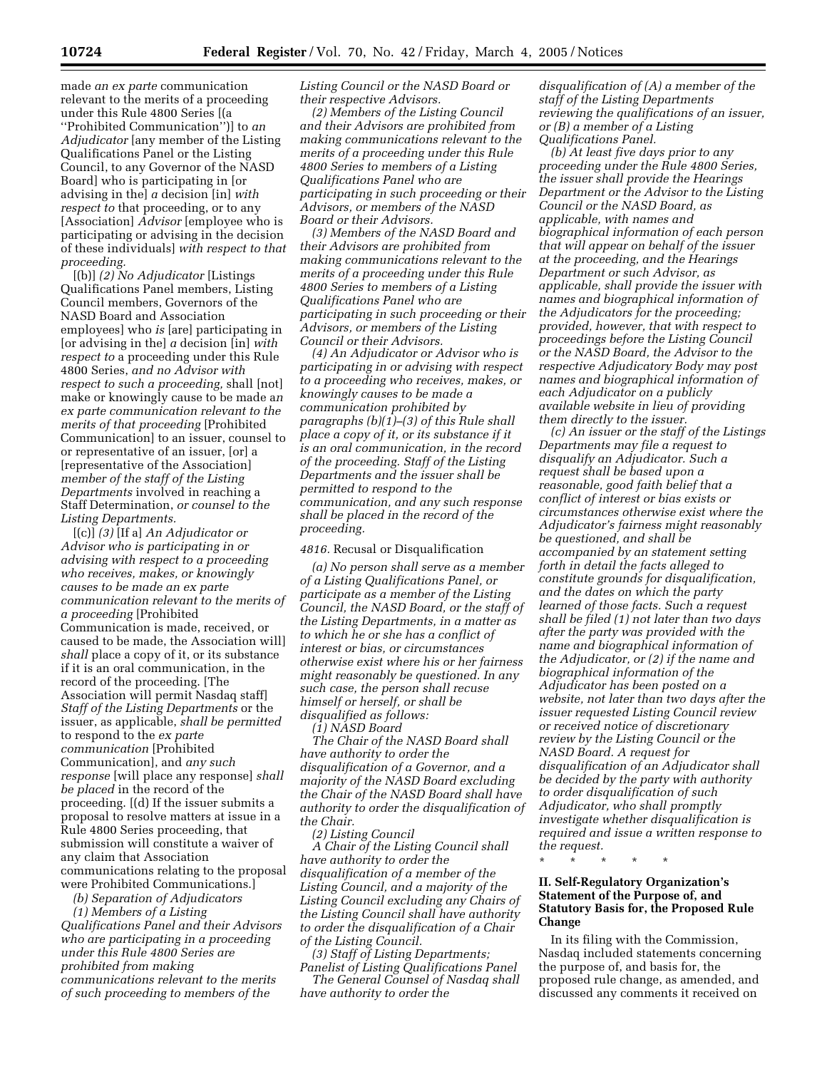made *an ex parte* communication relevant to the merits of a proceeding under this Rule 4800 Series [(a ''Prohibited Communication'')] to *an Adjudicator* [any member of the Listing Qualifications Panel or the Listing Council, to any Governor of the NASD Board] who is participating in [or advising in the] *a* decision [in] *with respect to* that proceeding, or to any [Association] *Advisor* [employee who is participating or advising in the decision of these individuals] *with respect to that proceeding.*

[(b)] *(2) No Adjudicator* [Listings Qualifications Panel members, Listing Council members, Governors of the NASD Board and Association employees] who *is* [are] participating in [or advising in the] *a* decision [in] *with respect to* a proceeding under this Rule 4800 Series, *and no Advisor with respect to such a proceeding,* shall [not] make or knowingly cause to be made a*n ex parte communication relevant to the merits of that proceeding* [Prohibited Communication] to an issuer, counsel to or representative of an issuer, [or] a [representative of the Association] *member of the staff of the Listing Departments* involved in reaching a Staff Determination, *or counsel to the Listing Departments.*

[(c)] *(3)* [If a] *An Adjudicator or Advisor who is participating in or advising with respect to a proceeding who receives, makes, or knowingly causes to be made an ex parte communication relevant to the merits of a proceeding* [Prohibited Communication is made, received, or caused to be made, the Association will] *shall* place a copy of it, or its substance if it is an oral communication, in the record of the proceeding. [The Association will permit Nasdaq staff] *Staff of the Listing Departments* or the issuer, as applicable, *shall be permitted* to respond to the *ex parte communication* [Prohibited Communication], and *any such response* [will place any response] *shall be placed* in the record of the proceeding. [(d) If the issuer submits a proposal to resolve matters at issue in a Rule 4800 Series proceeding, that submission will constitute a waiver of any claim that Association communications relating to the proposal were Prohibited Communications.]

*(b) Separation of Adjudicators*

*(1) Members of a Listing Qualifications Panel and their Advisors who are participating in a proceeding under this Rule 4800 Series are prohibited from making communications relevant to the merits of such proceeding to members of the Listing Council or the NASD Board or their respective Advisors.*

*(2) Members of the Listing Council and their Advisors are prohibited from making communications relevant to the merits of a proceeding under this Rule 4800 Series to members of a Listing Qualifications Panel who are participating in such proceeding or their Advisors, or members of the NASD Board or their Advisors.*

*(3) Members of the NASD Board and their Advisors are prohibited from making communications relevant to the merits of a proceeding under this Rule 4800 Series to members of a Listing Qualifications Panel who are participating in such proceeding or their Advisors, or members of the Listing Council or their Advisors.*

*(4) An Adjudicator or Advisor who is participating in or advising with respect to a proceeding who receives, makes, or knowingly causes to be made a communication prohibited by paragraphs (b)(1)–(3) of this Rule shall place a copy of it, or its substance if it is an oral communication, in the record of the proceeding. Staff of the Listing Departments and the issuer shall be permitted to respond to the communication, and any such response shall be placed in the record of the proceeding.*

*4816.* Recusal or Disqualification

*(a) No person shall serve as a member of a Listing Qualifications Panel, or participate as a member of the Listing Council, the NASD Board, or the staff of the Listing Departments, in a matter as to which he or she has a conflict of interest or bias, or circumstances otherwise exist where his or her fairness might reasonably be questioned. In any such case, the person shall recuse himself or herself, or shall be disqualified as follows:*

*(1) NASD Board*

*The Chair of the NASD Board shall have authority to order the disqualification of a Governor, and a majority of the NASD Board excluding the Chair of the NASD Board shall have authority to order the disqualification of the Chair.*

*(2) Listing Council*

*A Chair of the Listing Council shall have authority to order the disqualification of a member of the Listing Council, and a majority of any Chairs of the Listing Council excluding any Chairs of the Listing Council shall have authority to order the disqualification of a Chair of the Listing Council.*

*(3) Staff of Listing Departments; Panelist of Listing Qualifications Panel*

*The General Counsel of Nasdaq shall have authority to order the disqualification of (A) a member of the staff of the Listing Departments reviewing the qualifications of an issuer, or (B) a member of a Listing Qualifications Panel.*

*(b) At least five days prior to any proceeding under the Rule 4800 Series, the issuer shall provide the Hearings Department or the Advisor to the Listing Council or the NASD Board, as applicable, with names and biographical information of each person that will appear on behalf of the issuer at the proceeding, and the Hearings Department or such Advisor, as applicable, shall provide the issuer with names and biographical information of the Adjudicators for the proceeding; provided, however, that with respect to proceedings before the Listing Council or the NASD Board, the Advisor to the respective Adjudicatory Body may post names and biographical information of each Adjudicator on a publicly available website in lieu of providing them directly to the issuer.*

*(c) An issuer or the staff of the Listings Departments may file a request to disqualify an Adjudicator. Such a request shall be based upon a reasonable, good faith belief that a conflict of interest or bias exists or circumstances otherwise exist where the Adjudicator's fairness might reasonably be questioned, and shall be accompanied by an statement setting forth in detail the facts alleged to constitute grounds for disqualification, and the dates on which the party learned of those facts. Such a request shall be filed (1) not later than two days after the party was provided with the name and biographical information of the Adjudicator, or (2) if the name and biographical information of the Adjudicator has been posted on a website, not later than two days after the issuer requested Listing Council review or received notice of discretionary review by the Listing Council or the NASD Board. A request for disqualification of an Adjudicator shall be decided by the party with authority to order disqualification of such Adjudicator, who shall promptly investigate whether disqualification is required and issue a written response to the request.*

\* \* \* \* \*

## II. Self-Regulatory Organization's Statement of the Purpose of, and Statutory Basis for, the Proposed Rule Change

In its filing with the Commission, Nasdaq included statements concerning the purpose of, and basis for, the proposed rule change, as amended, and discussed any comments it received on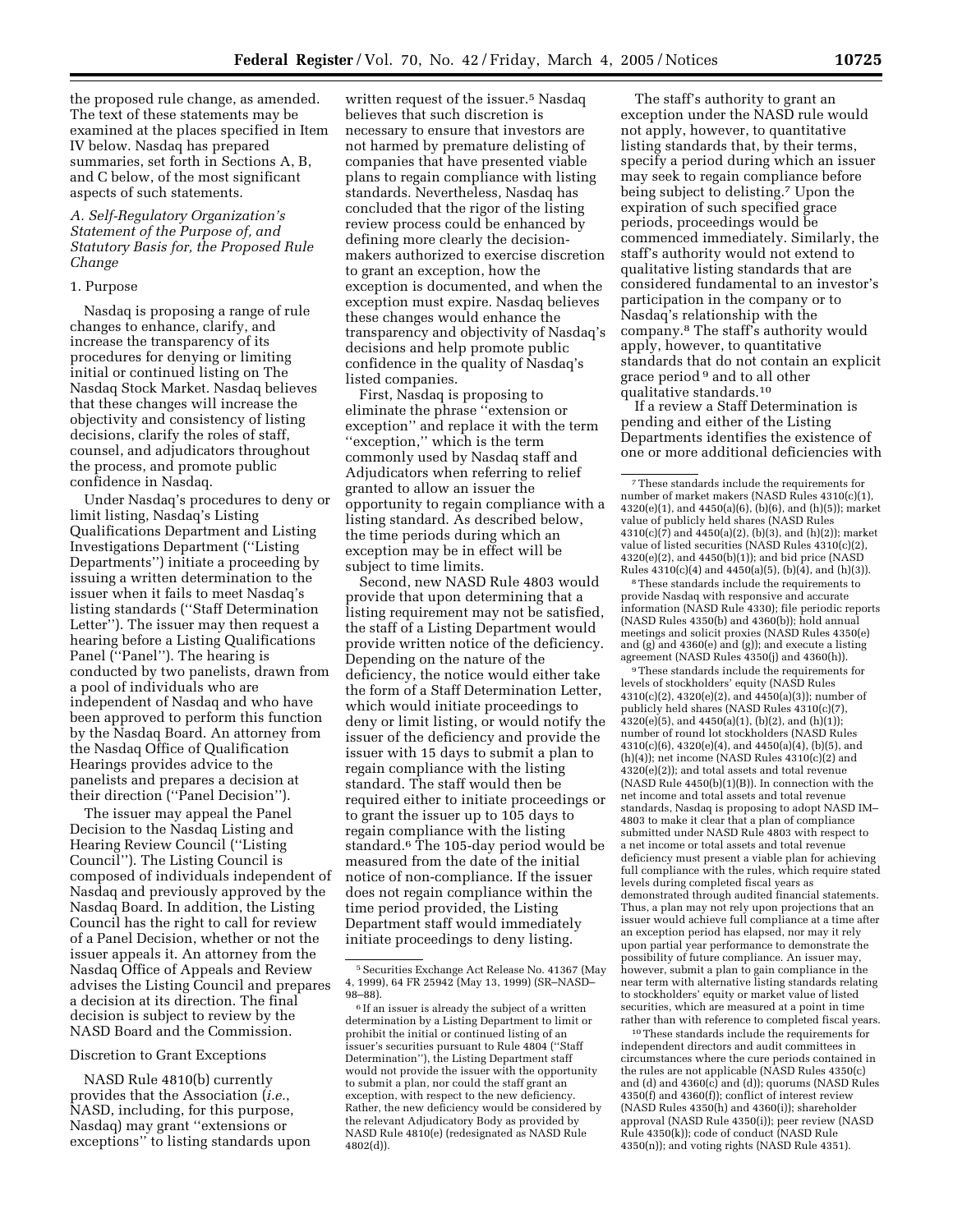the proposed rule change, as amended. The text of these statements may be examined at the places specified in Item IV below. Nasdaq has prepared summaries, set forth in Sections A, B, and C below, of the most significant aspects of such statements.

*A. Self-Regulatory Organization's Statement of the Purpose of, and Statutory Basis for, the Proposed Rule Change*

1. Purpose

Nasdaq is proposing a range of rule changes to enhance, clarify, and increase the transparency of its procedures for denying or limiting initial or continued listing on The Nasdaq Stock Market. Nasdaq believes that these changes will increase the objectivity and consistency of listing decisions, clarify the roles of staff, counsel, and adjudicators throughout the process, and promote public confidence in Nasdaq.

Under Nasdaq's procedures to deny or limit listing, Nasdaq's Listing Qualifications Department and Listing Investigations Department ("Listing Departments") initiate a proceeding by issuing a written determination to the issuer when it fails to meet Nasdaq's listing standards ("Staff Determination Letter"). The issuer may then request a hearing before a Listing Qualifications Panel ("Panel"). The hearing is conducted by two panelists, drawn from a pool of individuals who are independent of Nasdaq and who have been approved to perform this function by the Nasdaq Board. An attorney from the Nasdaq Office of Qualification Hearings provides advice to the panelists and prepares a decision at their direction ("Panel Decision").

The issuer may appeal the Panel Decision to the Nasdaq Listing and Hearing Review Council ("Listing Council"). The Listing Council is composed of individuals independent of Nasdaq and previously approved by the Nasdaq Board. In addition, the Listing Council has the right to call for review of a Panel Decision, whether or not the issuer appeals it. An attorney from the Nasdaq Office of Appeals and Review advises the Listing Council and prepares a decision at its direction. The final decision is subject to review by the NASD Board and the Commission.

Discretion to Grant Exceptions

NASD Rule 4810(b) currently provides that the Association (*i.e.*, NASD, including, for this purpose, Nasdaq) may grant "extensions or exceptions" to listing standards upon written request of the issuer.[5] Nasdaq believes that such discretion is necessary to ensure that investors are not harmed by premature delisting of companies that have presented viable plans to regain compliance with listing standards. Nevertheless, Nasdaq has concluded that the rigor of the listing review process could be enhanced by defining more clearly the decision-makers authorized to exercise discretion to grant an exception, how the exception is documented, and when the exception must expire. Nasdaq believes these changes would enhance the transparency and objectivity of Nasdaq's decisions and help promote public confidence in the quality of Nasdaq's listed companies.

First, Nasdaq is proposing to eliminate the phrase "extension or exception" and replace it with the term "exception," which is the term commonly used by Nasdaq staff and Adjudicators when referring to relief granted to allow an issuer the opportunity to regain compliance with a listing standard. As described below, the time periods during which an exception may be in effect will be subject to time limits.

Second, new NASD Rule 4803 would provide that upon determining that a listing requirement may not be satisfied, the staff of a Listing Department would provide written notice of the deficiency. Depending on the nature of the deficiency, the notice would either take the form of a Staff Determination Letter, which would initiate proceedings to deny or limit listing, or would notify the issuer of the deficiency and provide the issuer with 15 days to submit a plan to regain compliance with the listing standard. The staff would then be required either to initiate proceedings or to grant the issuer up to 105 days to regain compliance with the listing standard.[6] The 105-day period would be measured from the date of the initial notice of non-compliance. If the issuer does not regain compliance within the time period provided, the Listing Department staff would immediately initiate proceedings to deny listing.

The staff's authority to grant an exception under the NASD rule would not apply, however, to quantitative listing standards that, by their terms, specify a period during which an issuer may seek to regain compliance before being subject to delisting.[7] Upon the expiration of such specified grace periods, proceedings would be commenced immediately. Similarly, the staff's authority would not extend to qualitative listing standards that are considered fundamental to an investor's participation in the company or to Nasdaq's relationship with the company.[8] The staff's authority would apply, however, to quantitative standards that do not contain an explicit grace period[9] and to all other qualitative standards.[10]

If a review a Staff Determination is pending and either of the Listing Departments identifies the existence of one or more additional deficiencies with

---

[5] Securities Exchange Act Release No. 41367 (May 4, 1999), 64 FR 25942 (May 13, 1999) (SR–NASD–98–88).

[6] If an issuer is already the subject of a written determination by a Listing Department to limit or prohibit the initial or continued listing of an issuer's securities pursuant to Rule 4804 ("Staff Determination"), the Listing Department staff would not provide the issuer with the opportunity to submit a plan, nor could the staff grant an exception, with respect to the new deficiency. Rather, the new deficiency would be considered by the relevant Adjudicatory Body as provided by NASD Rule 4810(e) (redesignated as NASD Rule 4802(d)).

[7] These standards include the requirements for number of market makers (NASD Rules 4310(c)(1), 4320(e)(1), and 4450(a)(6), (b)(6), and (h)(5)); market value of publicly held shares (NASD Rules 4310(c)(7) and 4450(a)(2), (b)(3), and (h)(2)); market value of listed securities (NASD Rules 4310(c)(2), 4320(e)(2), and 4450(b)(1)); and bid price (NASD Rules 4310(c)(4) and 4450(a)(5), (b)(4), and (h)(3)).

[8] These standards include the requirements to provide Nasdaq with responsive and accurate information (NASD Rule 4330); file periodic reports (NASD Rules 4350(b) and 4360(b)); hold annual meetings and solicit proxies (NASD Rules 4350(e) and (g) and 4360(e) and (g)); and execute a listing agreement (NASD Rules 4350(j) and 4360(h)).

[9] These standards include the requirements for levels of stockholders' equity (NASD Rules 4310(c)(2), 4320(e)(2), and 4450(a)(3)); number of publicly held shares (NASD Rules 4310(c)(7), 4320(e)(5), and 4450(a)(1), (b)(2), and (h)(1)); number of round lot stockholders (NASD Rules 4310(c)(6), 4320(e)(4), and 4450(a)(4), (b)(5), and (h)(4)); net income (NASD Rules 4310(c)(2) and 4320(e)(2)); and total assets and total revenue (NASD Rule 4450(b)(1)(B)). In connection with the net income and total assets and total revenue standards, Nasdaq is proposing to adopt NASD IM–4803 to make it clear that a plan of compliance submitted under NASD Rule 4803 with respect to a net income or total assets and total revenue deficiency must present a viable plan for achieving full compliance with the rules, which require stated levels during completed fiscal years as demonstrated through audited financial statements. Thus, a plan may not rely upon projections that an issuer would achieve full compliance at a time after an exception period has elapsed, nor may it rely upon partial year performance to demonstrate the possibility of future compliance. An issuer may, however, submit a plan to gain compliance in the near term with alternative listing standards relating to stockholders' equity or market value of listed securities, which are measured at a point in time rather than with reference to completed fiscal years.

[10] These standards include the requirements for independent directors and audit committees in circumstances where the cure periods contained in the rules are not applicable (NASD Rules 4350(c) and (d) and 4360(c) and (d)); quorums (NASD Rules 4350(f) and 4360(f)); conflict of interest review (NASD Rules 4350(h) and 4360(i)); shareholder approval (NASD Rule 4350(i)); peer review (NASD Rule 4350(k)); code of conduct (NASD Rule 4350(n)); and voting rights (NASD Rule 4351).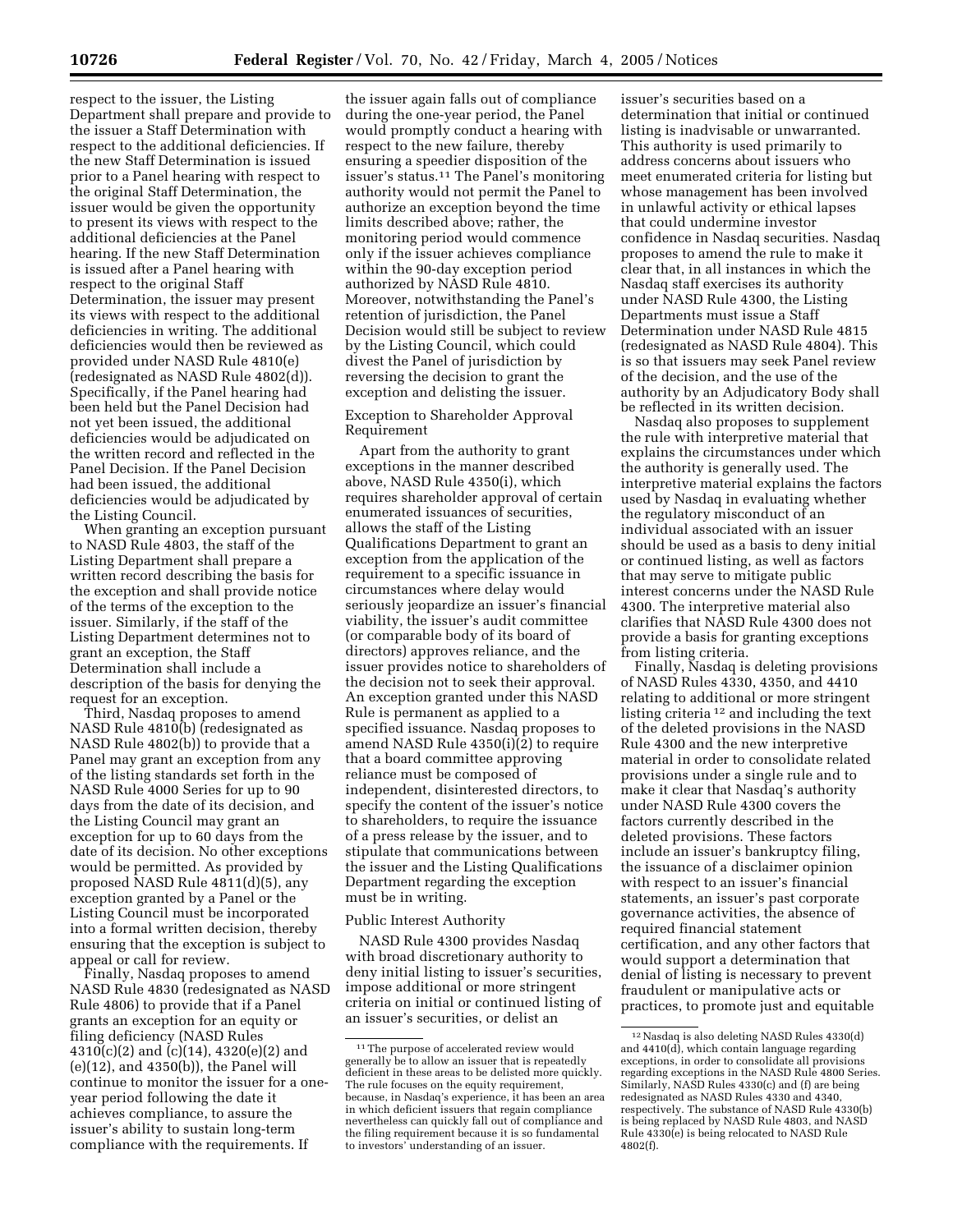respect to the issuer, the Listing Department shall prepare and provide to the issuer a Staff Determination with respect to the additional deficiencies. If the new Staff Determination is issued prior to a Panel hearing with respect to the original Staff Determination, the issuer would be given the opportunity to present its views with respect to the additional deficiencies at the Panel hearing. If the new Staff Determination is issued after a Panel hearing with respect to the original Staff Determination, the issuer may present its views with respect to the additional deficiencies in writing. The additional deficiencies would then be reviewed as provided under NASD Rule 4810(e) (redesignated as NASD Rule 4802(d)). Specifically, if the Panel hearing had been held but the Panel Decision had not yet been issued, the additional deficiencies would be adjudicated on the written record and reflected in the Panel Decision. If the Panel Decision had been issued, the additional deficiencies would be adjudicated by the Listing Council.

When granting an exception pursuant to NASD Rule 4803, the staff of the Listing Department shall prepare a written record describing the basis for the exception and shall provide notice of the terms of the exception to the issuer. Similarly, if the staff of the Listing Department determines not to grant an exception, the Staff Determination shall include a description of the basis for denying the request for an exception.

Third, Nasdaq proposes to amend NASD Rule 4810(b) (redesignated as NASD Rule 4802(b)) to provide that a Panel may grant an exception from any of the listing standards set forth in the NASD Rule 4000 Series for up to 90 days from the date of its decision, and the Listing Council may grant an exception for up to 60 days from the date of its decision. No other exceptions would be permitted. As provided by proposed NASD Rule 4811(d)(5), any exception granted by a Panel or the Listing Council must be incorporated into a formal written decision, thereby ensuring that the exception is subject to appeal or call for review.

Finally, Nasdaq proposes to amend NASD Rule 4830 (redesignated as NASD Rule 4806) to provide that if a Panel grants an exception for an equity or filing deficiency (NASD Rules 4310(c)(2) and (c)(14), 4320(e)(2) and (e)(12), and 4350(b)), the Panel will continue to monitor the issuer for a one-year period following the date it achieves compliance, to assure the issuer's ability to sustain long-term compliance with the requirements. If the issuer again falls out of compliance during the one-year period, the Panel would promptly conduct a hearing with respect to the new failure, thereby ensuring a speedier disposition of the issuer's status.[11] The Panel's monitoring authority would not permit the Panel to authorize an exception beyond the time limits described above; rather, the monitoring period would commence only if the issuer achieves compliance within the 90-day exception period authorized by NASD Rule 4810. Moreover, notwithstanding the Panel's retention of jurisdiction, the Panel Decision would still be subject to review by the Listing Council, which could divest the Panel of jurisdiction by reversing the decision to grant the exception and delisting the issuer.

Exception to Shareholder Approval Requirement

Apart from the authority to grant exceptions in the manner described above, NASD Rule 4350(i), which requires shareholder approval of certain enumerated issuances of securities, allows the staff of the Listing Qualifications Department to grant an exception from the application of the requirement to a specific issuance in circumstances where delay would seriously jeopardize an issuer's financial viability, the issuer's audit committee (or comparable body of its board of directors) approves reliance, and the issuer provides notice to shareholders of the decision not to seek their approval. An exception granted under this NASD Rule is permanent as applied to a specified issuance. Nasdaq proposes to amend NASD Rule 4350(i)(2) to require that a board committee approving reliance must be composed of independent, disinterested directors, to specify the content of the issuer's notice to shareholders, to require the issuance of a press release by the issuer, and to stipulate that communications between the issuer and the Listing Qualifications Department regarding the exception must be in writing.

Public Interest Authority

NASD Rule 4300 provides Nasdaq with broad discretionary authority to deny initial listing to issuer's securities, impose additional or more stringent criteria on initial or continued listing of an issuer's securities, or delist an issuer's securities based on a determination that initial or continued listing is inadvisable or unwarranted. This authority is used primarily to address concerns about issuers who meet enumerated criteria for listing but whose management has been involved in unlawful activity or ethical lapses that could undermine investor confidence in Nasdaq securities. Nasdaq proposes to amend the rule to make it clear that, in all instances in which the Nasdaq staff exercises its authority under NASD Rule 4300, the Listing Departments must issue a Staff Determination under NASD Rule 4815 (redesignated as NASD Rule 4804). This is so that issuers may seek Panel review of the decision, and the use of the authority by an Adjudicatory Body shall be reflected in its written decision.

Nasdaq also proposes to supplement the rule with interpretive material that explains the circumstances under which the authority is generally used. The interpretive material explains the factors used by Nasdaq in evaluating whether the regulatory misconduct of an individual associated with an issuer should be used as a basis to deny initial or continued listing, as well as factors that may serve to mitigate public interest concerns under the NASD Rule 4300. The interpretive material also clarifies that NASD Rule 4300 does not provide a basis for granting exceptions from listing criteria.

Finally, Nasdaq is deleting provisions of NASD Rules 4330, 4350, and 4410 relating to additional or more stringent listing criteria[12] and including the text of the deleted provisions in the NASD Rule 4300 and the new interpretive material in order to consolidate related provisions under a single rule and to make it clear that Nasdaq's authority under NASD Rule 4300 covers the factors currently described in the deleted provisions. These factors include an issuer's bankruptcy filing, the issuance of a disclaimer opinion with respect to an issuer's financial statements, an issuer's past corporate governance activities, the absence of required financial statement certification, and any other factors that would support a determination that denial of listing is necessary to prevent fraudulent or manipulative acts or practices, to promote just and equitable

---

[11] The purpose of accelerated review would generally be to allow an issuer that is repeatedly deficient in these areas to be delisted more quickly. The rule focuses on the equity requirement, because, in Nasdaq's experience, it has been an area in which deficient issuers that regain compliance nevertheless can quickly fall out of compliance and the filing requirement because it is so fundamental to investors' understanding of an issuer.

[12] Nasdaq is also deleting NASD Rules 4330(d) and 4410(d), which contain language regarding exceptions, in order to consolidate all provisions regarding exceptions in the NASD Rule 4800 Series. Similarly, NASD Rules 4330(c) and (f) are being redesignated as NASD Rules 4330 and 4340, respectively. The substance of NASD Rule 4330(b) is being replaced by NASD Rule 4803, and NASD Rule 4330(e) is being relocated to NASD Rule 4802(f).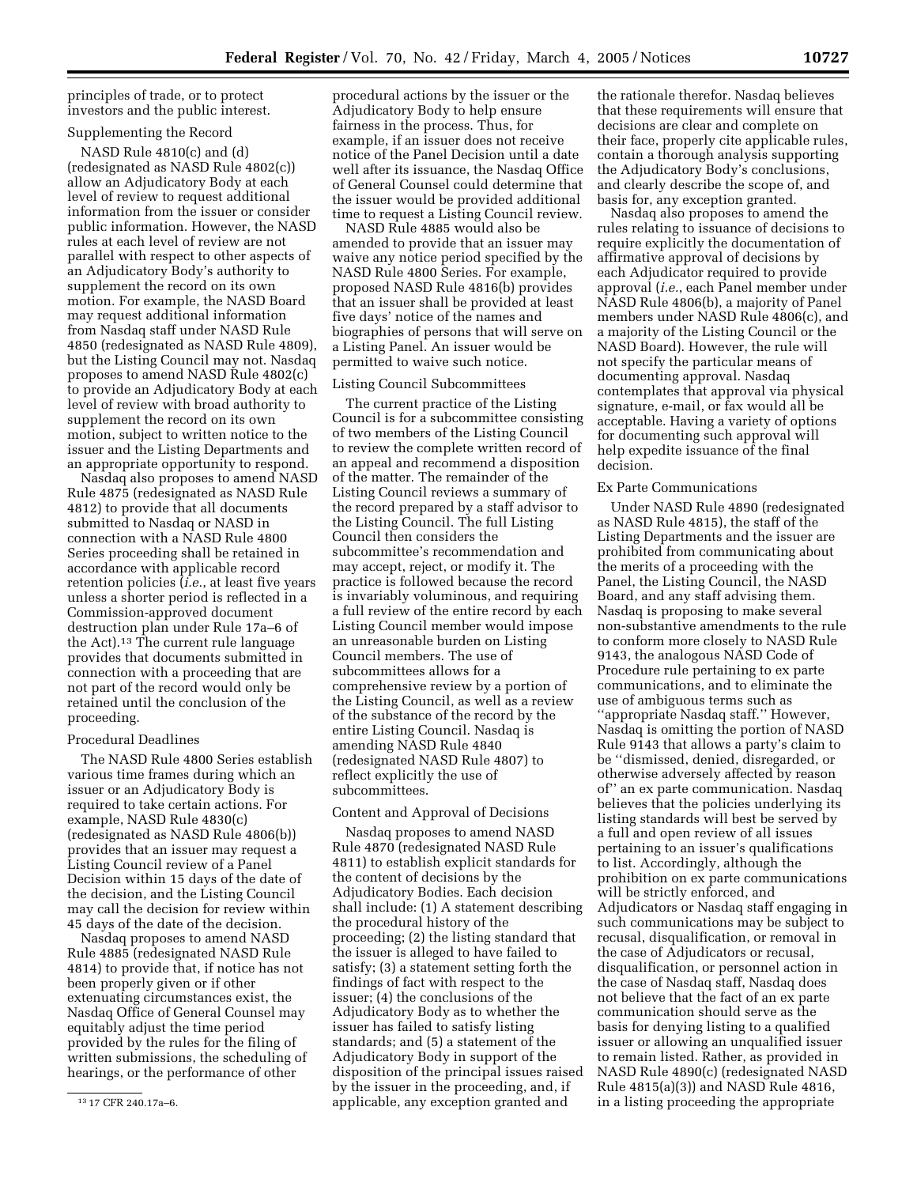principles of trade, or to protect investors and the public interest.

Supplementing the Record

NASD Rule 4810(c) and (d) (redesignated as NASD Rule 4802(c)) allow an Adjudicatory Body at each level of review to request additional information from the issuer or consider public information. However, the NASD rules at each level of review are not parallel with respect to other aspects of an Adjudicatory Body's authority to supplement the record on its own motion. For example, the NASD Board may request additional information from Nasdaq staff under NASD Rule 4850 (redesignated as NASD Rule 4809), but the Listing Council may not. Nasdaq proposes to amend NASD Rule 4802(c) to provide an Adjudicatory Body at each level of review with broad authority to supplement the record on its own motion, subject to written notice to the issuer and the Listing Departments and an appropriate opportunity to respond.

Nasdaq also proposes to amend NASD Rule 4875 (redesignated as NASD Rule 4812) to provide that all documents submitted to Nasdaq or NASD in connection with a NASD Rule 4800 Series proceeding shall be retained in accordance with applicable record retention policies (*i.e.*, at least five years unless a shorter period is reflected in a Commission-approved document destruction plan under Rule 17a–6 of the Act).[13] The current rule language provides that documents submitted in connection with a proceeding that are not part of the record would only be retained until the conclusion of the proceeding.

Procedural Deadlines

The NASD Rule 4800 Series establish various time frames during which an issuer or an Adjudicatory Body is required to take certain actions. For example, NASD Rule 4830(c) (redesignated as NASD Rule 4806(b)) provides that an issuer may request a Listing Council review of a Panel Decision within 15 days of the date of the decision, and the Listing Council may call the decision for review within 45 days of the date of the decision.

Nasdaq proposes to amend NASD Rule 4885 (redesignated NASD Rule 4814) to provide that, if notice has not been properly given or if other extenuating circumstances exist, the Nasdaq Office of General Counsel may equitably adjust the time period provided by the rules for the filing of written submissions, the scheduling of hearings, or the performance of other procedural actions by the issuer or the Adjudicatory Body to help ensure fairness in the process. Thus, for example, if an issuer does not receive notice of the Panel Decision until a date well after its issuance, the Nasdaq Office of General Counsel could determine that the issuer would be provided additional time to request a Listing Council review.

NASD Rule 4885 would also be amended to provide that an issuer may waive any notice period specified by the NASD Rule 4800 Series. For example, proposed NASD Rule 4816(b) provides that an issuer shall be provided at least five days' notice of the names and biographies of persons that will serve on a Listing Panel. An issuer would be permitted to waive such notice.

Listing Council Subcommittees

The current practice of the Listing Council is for a subcommittee consisting of two members of the Listing Council to review the complete written record of an appeal and recommend a disposition of the matter. The remainder of the Listing Council reviews a summary of the record prepared by a staff advisor to the Listing Council. The full Listing Council then considers the subcommittee's recommendation and may accept, reject, or modify it. The practice is followed because the record is invariably voluminous, and requiring a full review of the entire record by each Listing Council member would impose an unreasonable burden on Listing Council members. The use of subcommittees allows for a comprehensive review by a portion of the Listing Council, as well as a review of the substance of the record by the entire Listing Council. Nasdaq is amending NASD Rule 4840 (redesignated NASD Rule 4807) to reflect explicitly the use of subcommittees.

Content and Approval of Decisions

Nasdaq proposes to amend NASD Rule 4870 (redesignated NASD Rule 4811) to establish explicit standards for the content of decisions by the Adjudicatory Bodies. Each decision shall include: (1) A statement describing the procedural history of the proceeding; (2) the listing standard that the issuer is alleged to have failed to satisfy; (3) a statement setting forth the findings of fact with respect to the issuer; (4) the conclusions of the Adjudicatory Body as to whether the issuer has failed to satisfy listing standards; and (5) a statement of the Adjudicatory Body in support of the disposition of the principal issues raised by the issuer in the proceeding, and, if applicable, any exception granted and the rationale therefor. Nasdaq believes that these requirements will ensure that decisions are clear and complete on their face, properly cite applicable rules, contain a thorough analysis supporting the Adjudicatory Body's conclusions, and clearly describe the scope of, and basis for, any exception granted.

Nasdaq also proposes to amend the rules relating to issuance of decisions to require explicitly the documentation of affirmative approval of decisions by each Adjudicator required to provide approval (*i.e.*, each Panel member under NASD Rule 4806(b), a majority of Panel members under NASD Rule 4806(c), and a majority of the Listing Council or the NASD Board). However, the rule will not specify the particular means of documenting approval. Nasdaq contemplates that approval via physical signature, e-mail, or fax would all be acceptable. Having a variety of options for documenting such approval will help expedite issuance of the final decision.

Ex Parte Communications

Under NASD Rule 4890 (redesignated as NASD Rule 4815), the staff of the Listing Departments and the issuer are prohibited from communicating about the merits of a proceeding with the Panel, the Listing Council, the NASD Board, and any staff advising them. Nasdaq is proposing to make several non-substantive amendments to the rule to conform more closely to NASD Rule 9143, the analogous NASD Code of Procedure rule pertaining to ex parte communications, and to eliminate the use of ambiguous terms such as ''appropriate Nasdaq staff.'' However, Nasdaq is omitting the portion of NASD Rule 9143 that allows a party's claim to be ''dismissed, denied, disregarded, or otherwise adversely affected by reason of'' an ex parte communication. Nasdaq believes that the policies underlying its listing standards will best be served by a full and open review of all issues pertaining to an issuer's qualifications to list. Accordingly, although the prohibition on ex parte communications will be strictly enforced, and Adjudicators or Nasdaq staff engaging in such communications may be subject to recusal, disqualification, or removal in the case of Adjudicators or recusal, disqualification, or personnel action in the case of Nasdaq staff, Nasdaq does not believe that the fact of an ex parte communication should serve as the basis for denying listing to a qualified issuer or allowing an unqualified issuer to remain listed. Rather, as provided in NASD Rule 4890(c) (redesignated NASD Rule 4815(a)(3)) and NASD Rule 4816, in a listing proceeding the appropriate

[13] 17 CFR 240.17a–6.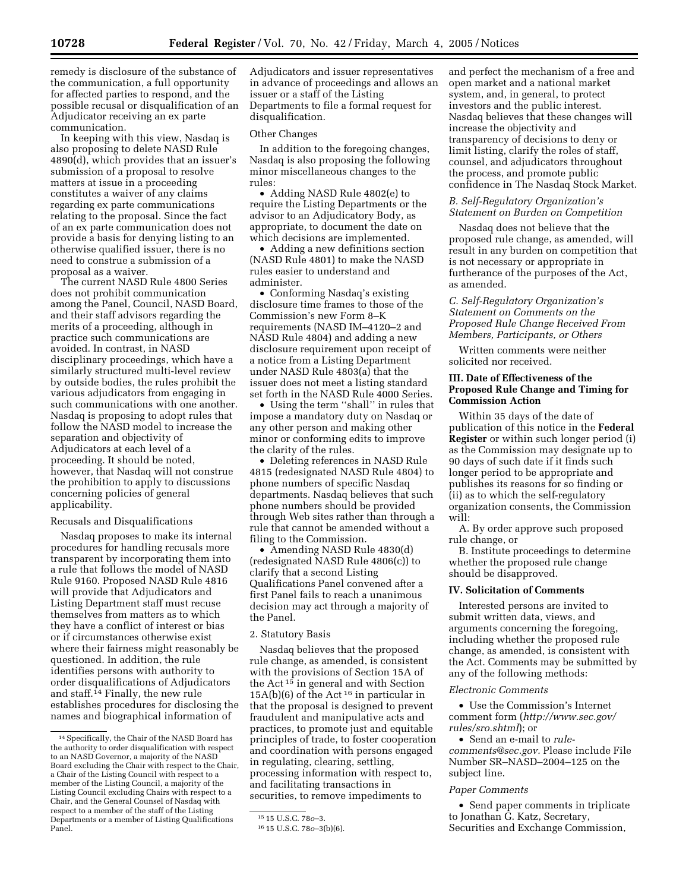remedy is disclosure of the substance of the communication, a full opportunity for affected parties to respond, and the possible recusal or disqualification of an Adjudicator receiving an ex parte communication.

In keeping with this view, Nasdaq is also proposing to delete NASD Rule 4890(d), which provides that an issuer's submission of a proposal to resolve matters at issue in a proceeding constitutes a waiver of any claims regarding ex parte communications relating to the proposal. Since the fact of an ex parte communication does not provide a basis for denying listing to an otherwise qualified issuer, there is no need to construe a submission of a proposal as a waiver.

The current NASD Rule 4800 Series does not prohibit communication among the Panel, Council, NASD Board, and their staff advisors regarding the merits of a proceeding, although in practice such communications are avoided. In contrast, in NASD disciplinary proceedings, which have a similarly structured multi-level review by outside bodies, the rules prohibit the various adjudicators from engaging in such communications with one another. Nasdaq is proposing to adopt rules that follow the NASD model to increase the separation and objectivity of Adjudicators at each level of a proceeding. It should be noted, however, that Nasdaq will not construe the prohibition to apply to discussions concerning policies of general applicability.

Recusals and Disqualifications

Nasdaq proposes to make its internal procedures for handling recusals more transparent by incorporating them into a rule that follows the model of NASD Rule 9160. Proposed NASD Rule 4816 will provide that Adjudicators and Listing Department staff must recuse themselves from matters as to which they have a conflict of interest or bias or if circumstances otherwise exist where their fairness might reasonably be questioned. In addition, the rule identifies persons with authority to order disqualifications of Adjudicators and staff.[14] Finally, the new rule establishes procedures for disclosing the names and biographical information of Adjudicators and issuer representatives in advance of proceedings and allows an issuer or a staff of the Listing Departments to file a formal request for disqualification.

Other Changes

In addition to the foregoing changes, Nasdaq is also proposing the following minor miscellaneous changes to the rules:

- Adding NASD Rule 4802(e) to require the Listing Departments or the advisor to an Adjudicatory Body, as appropriate, to document the date on which decisions are implemented.
- Adding a new definitions section (NASD Rule 4801) to make the NASD rules easier to understand and administer.
- Conforming Nasdaq's existing disclosure time frames to those of the Commission's new Form 8–K requirements (NASD IM–4120–2 and NASD Rule 4804) and adding a new disclosure requirement upon receipt of a notice from a Listing Department under NASD Rule 4803(a) that the issuer does not meet a listing standard set forth in the NASD Rule 4000 Series.
- Using the term "shall" in rules that impose a mandatory duty on Nasdaq or any other person and making other minor or conforming edits to improve the clarity of the rules.
- Deleting references in NASD Rule 4815 (redesignated NASD Rule 4804) to phone numbers of specific Nasdaq departments. Nasdaq believes that such phone numbers should be provided through Web sites rather than through a rule that cannot be amended without a filing to the Commission.
- Amending NASD Rule 4830(d) (redesignated NASD Rule 4806(c)) to clarify that a second Listing Qualifications Panel convened after a first Panel fails to reach a unanimous decision may act through a majority of the Panel.

2. Statutory Basis

Nasdaq believes that the proposed rule change, as amended, is consistent with the provisions of Section 15A of the Act[15] in general and with Section 15A(b)(6) of the Act[16] in particular in that the proposal is designed to prevent fraudulent and manipulative acts and practices, to promote just and equitable principles of trade, to foster cooperation and coordination with persons engaged in regulating, clearing, settling, processing information with respect to, and facilitating transactions in securities, to remove impediments to and perfect the mechanism of a free and open market and a national market system, and, in general, to protect investors and the public interest. Nasdaq believes that these changes will increase the objectivity and transparency of decisions to deny or limit listing, clarify the roles of staff, counsel, and adjudicators throughout the process, and promote public confidence in The Nasdaq Stock Market.

*B. Self-Regulatory Organization's Statement on Burden on Competition*

Nasdaq does not believe that the proposed rule change, as amended, will result in any burden on competition that is not necessary or appropriate in furtherance of the purposes of the Act, as amended.

*C. Self-Regulatory Organization's Statement on Comments on the Proposed Rule Change Received From Members, Participants, or Others*

Written comments were neither solicited nor received.

## III. Date of Effectiveness of the Proposed Rule Change and Timing for Commission Action

Within 35 days of the date of publication of this notice in the **Federal Register** or within such longer period (i) as the Commission may designate up to 90 days of such date if it finds such longer period to be appropriate and publishes its reasons for so finding or (ii) as to which the self-regulatory organization consents, the Commission will:

A. By order approve such proposed rule change, or

B. Institute proceedings to determine whether the proposed rule change should be disapproved.

## IV. Solicitation of Comments

Interested persons are invited to submit written data, views, and arguments concerning the foregoing, including whether the proposed rule change, as amended, is consistent with the Act. Comments may be submitted by any of the following methods:

*Electronic Comments*

- Use the Commission's Internet comment form (*http://www.sec.gov/rules/sro.shtml*); or
- Send an e-mail to *rule-comments@sec.gov.* Please include File Number SR–NASD–2004–125 on the subject line.

*Paper Comments*

- Send paper comments in triplicate to Jonathan G. Katz, Secretary, Securities and Exchange Commission,

---

[14] Specifically, the Chair of the NASD Board has the authority to order disqualification with respect to an NASD Governor, a majority of the NASD Board excluding the Chair with respect to the Chair, a Chair of the Listing Council with respect to a member of the Listing Council, a majority of the Listing Council excluding Chairs with respect to a Chair, and the General Counsel of Nasdaq with respect to a member of the staff of the Listing Departments or a member of Listing Qualifications Panel.

[15] 15 U.S.C. 78*o*–3.

[16] 15 U.S.C. 78*o*–3(b)(6).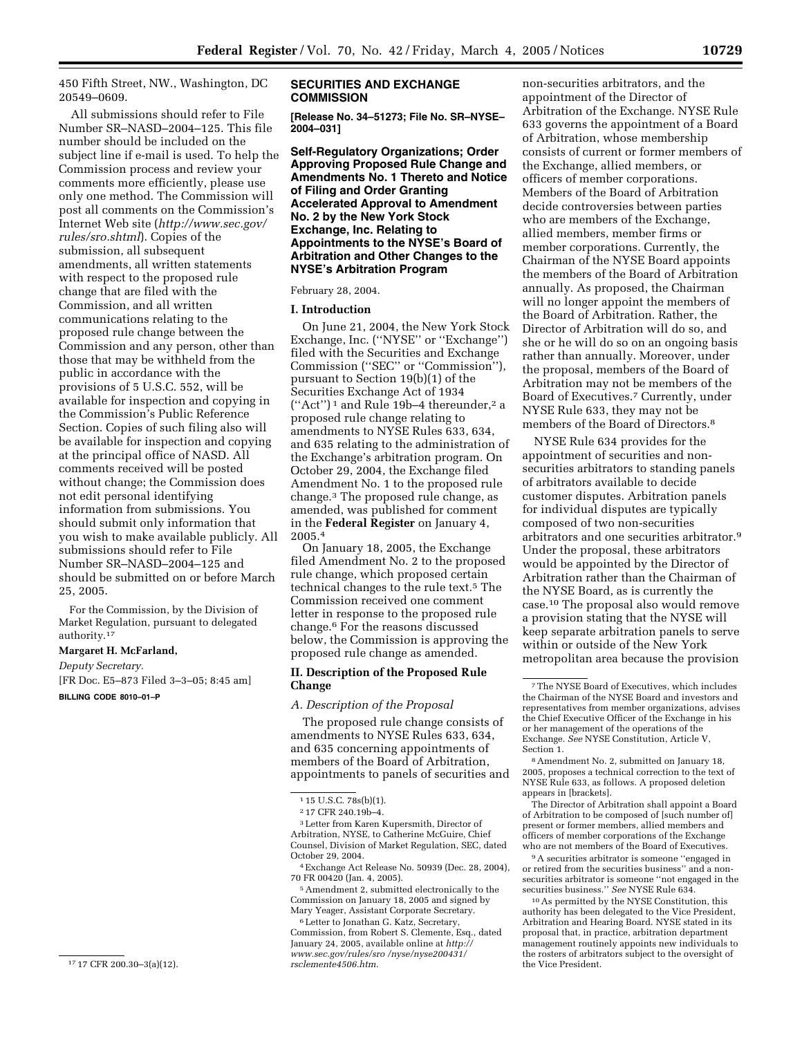450 Fifth Street, NW., Washington, DC 20549–0609.

All submissions should refer to File Number SR–NASD–2004–125. This file number should be included on the subject line if e-mail is used. To help the Commission process and review your comments more efficiently, please use only one method. The Commission will post all comments on the Commission's Internet Web site (*http://www.sec.gov/rules/sro.shtml*). Copies of the submission, all subsequent amendments, all written statements with respect to the proposed rule change that are filed with the Commission, and all written communications relating to the proposed rule change between the Commission and any person, other than those that may be withheld from the public in accordance with the provisions of 5 U.S.C. 552, will be available for inspection and copying in the Commission's Public Reference Section. Copies of such filing also will be available for inspection and copying at the principal office of NASD. All comments received will be posted without change; the Commission does not edit personal identifying information from submissions. You should submit only information that you wish to make available publicly. All submissions should refer to File Number SR–NASD–2004–125 and should be submitted on or before March 25, 2005.

For the Commission, by the Division of Market Regulation, pursuant to delegated authority.[17]

**Margaret H. McFarland,**

*Deputy Secretary.*

[FR Doc. E5–873 Filed 3–3–05; 8:45 am]

**BILLING CODE 8010–01–P**

[17] 17 CFR 200.30–3(a)(12).

## SECURITIES AND EXCHANGE COMMISSION

**[Release No. 34–51273; File No. SR–NYSE–2004–031]**

## Self-Regulatory Organizations; Order Approving Proposed Rule Change and Amendments No. 1 Thereto and Notice of Filing and Order Granting Accelerated Approval to Amendment No. 2 by the New York Stock Exchange, Inc. Relating to Appointments to the NYSE's Board of Arbitration and Other Changes to the NYSE's Arbitration Program

February 28, 2004.

### I. Introduction

On June 21, 2004, the New York Stock Exchange, Inc. (''NYSE'' or ''Exchange'') filed with the Securities and Exchange Commission (''SEC'' or ''Commission''), pursuant to Section 19(b)(1) of the Securities Exchange Act of 1934 (''Act'')[1] and Rule 19b–4 thereunder,[2] a proposed rule change relating to amendments to NYSE Rules 633, 634, and 635 relating to the administration of the Exchange's arbitration program. On October 29, 2004, the Exchange filed Amendment No. 1 to the proposed rule change.[3] The proposed rule change, as amended, was published for comment in the **Federal Register** on January 4, 2005.[4]

On January 18, 2005, the Exchange filed Amendment No. 2 to the proposed rule change, which proposed certain technical changes to the rule text.[5] The Commission received one comment letter in response to the proposed rule change.[6] For the reasons discussed below, the Commission is approving the proposed rule change as amended.

### II. Description of the Proposed Rule Change

#### *A. Description of the Proposal*

The proposed rule change consists of amendments to NYSE Rules 633, 634, and 635 concerning appointments of members of the Board of Arbitration, appointments to panels of securities and non-securities arbitrators, and the appointment of the Director of Arbitration of the Exchange. NYSE Rule 633 governs the appointment of a Board of Arbitration, whose membership consists of current or former members of the Exchange, allied members, or officers of member corporations. Members of the Board of Arbitration decide controversies between parties who are members of the Exchange, allied members, member firms or member corporations. Currently, the Chairman of the NYSE Board appoints the members of the Board of Arbitration annually. As proposed, the Chairman will no longer appoint the members of the Board of Arbitration. Rather, the Director of Arbitration will do so, and she or he will do so on an ongoing basis rather than annually. Moreover, under the proposal, members of the Board of Arbitration may not be members of the Board of Executives.[7] Currently, under NYSE Rule 633, they may not be members of the Board of Directors.[8]

NYSE Rule 634 provides for the appointment of securities and non-securities arbitrators to standing panels of arbitrators available to decide customer disputes. Arbitration panels for individual disputes are typically composed of two non-securities arbitrators and one securities arbitrator.[9] Under the proposal, these arbitrators would be appointed by the Director of Arbitration rather than the Chairman of the NYSE Board, as is currently the case.[10] The proposal also would remove a provision stating that the NYSE will keep separate arbitration panels to serve within or outside of the New York metropolitan area because the provision

[1] 15 U.S.C. 78s(b)(1).

[2] 17 CFR 240.19b–4.

[3] Letter from Karen Kupersmith, Director of Arbitration, NYSE, to Catherine McGuire, Chief Counsel, Division of Market Regulation, SEC, dated October 29, 2004.

[4] Exchange Act Release No. 50939 (Dec. 28, 2004), 70 FR 00420 (Jan. 4, 2005).

[5] Amendment 2, submitted electronically to the Commission on January 18, 2005 and signed by Mary Yeager, Assistant Corporate Secretary.

[6] Letter to Jonathan G. Katz, Secretary, Commission, from Robert S. Clemente, Esq., dated January 24, 2005, available online at *http://www.sec.gov/rules/sro /nyse/nyse200431/rsclemente4506.htm.*

[7] The NYSE Board of Executives, which includes the Chairman of the NYSE Board and investors and representatives from member organizations, advises the Chief Executive Officer of the Exchange in his or her management of the operations of the Exchange. *See* NYSE Constitution, Article V, Section 1.

[8] Amendment No. 2, submitted on January 18, 2005, proposes a technical correction to the text of NYSE Rule 633, as follows. A proposed deletion appears in [brackets].

The Director of Arbitration shall appoint a Board of Arbitration to be composed of [such number of] present or former members, allied members and officers of member corporations of the Exchange who are not members of the Board of Executives.

[9] A securities arbitrator is someone ''engaged in or retired from the securities business'' and a non-securities arbitrator is someone ''not engaged in the securities business.'' *See* NYSE Rule 634.

[10] As permitted by the NYSE Constitution, this authority has been delegated to the Vice President, Arbitration and Hearing Board. NYSE stated in its proposal that, in practice, arbitration department management routinely appoints new individuals to the rosters of arbitrators subject to the oversight of the Vice President.